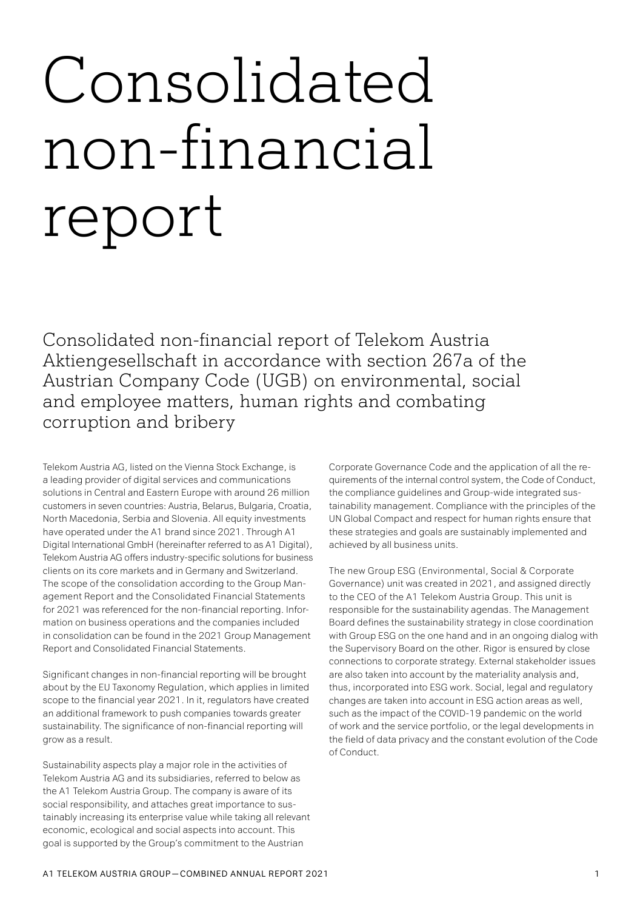# Consolidated non-financial report

## Consolidated non-financial report of Telekom Austria Aktiengesellschaft in accordance with section 267a of the Austrian Company Code (UGB) on environmental, social and employee matters, human rights and combating corruption and bribery

Telekom Austria AG, listed on the Vienna Stock Exchange, is a leading provider of digital services and communications solutions in Central and Eastern Europe with around 26 million customers in seven countries: Austria, Belarus, Bulgaria, Croatia, North Macedonia, Serbia and Slovenia. All equity investments have operated under the A1 brand since 2021. Through A1 Digital International GmbH (hereinafter referred to as A1 Digital), Telekom Austria AG offers industry-specific solutions for business clients on its core markets and in Germany and Switzerland. The scope of the consolidation according to the Group Management Report and the Consolidated Financial Statements for 2021 was referenced for the non-financial reporting. Information on business operations and the companies included in consolidation can be found in the 2021 Group Management Report and Consolidated Financial Statements.

Significant changes in non-financial reporting will be brought about by the EU Taxonomy Regulation, which applies in limited scope to the financial year 2021. In it, regulators have created an additional framework to push companies towards greater sustainability. The significance of non-financial reporting will grow as a result.

Sustainability aspects play a major role in the activities of Telekom Austria AG and its subsidiaries, referred to below as the A1 Telekom Austria Group. The company is aware of its social responsibility, and attaches great importance to sustainably increasing its enterprise value while taking all relevant economic, ecological and social aspects into account. This goal is supported by the Group's commitment to the Austrian Corporate Governance Code and the application of all the requirements of the internal control system, the Code of Conduct, the compliance guidelines and Group-wide integrated sustainability management. Compliance with the principles of the UN Global Compact and respect for human rights ensure that these strategies and goals are sustainably implemented and achieved by all business units.

The new Group ESG (Environmental, Social & Corporate Governance) unit was created in 2021, and assigned directly to the CEO of the A1 Telekom Austria Group. This unit is responsible for the sustainability agendas. The Management Board defines the sustainability strategy in close coordination with Group ESG on the one hand and in an ongoing dialog with the Supervisory Board on the other. Rigor is ensured by close connections to corporate strategy. External stakeholder issues are also taken into account by the materiality analysis and, thus, incorporated into ESG work. Social, legal and regulatory changes are taken into account in ESG action areas as well, such as the impact of the COVID-19 pandemic on the world of work and the service portfolio, or the legal developments in the field of data privacy and the constant evolution of the Code of Conduct.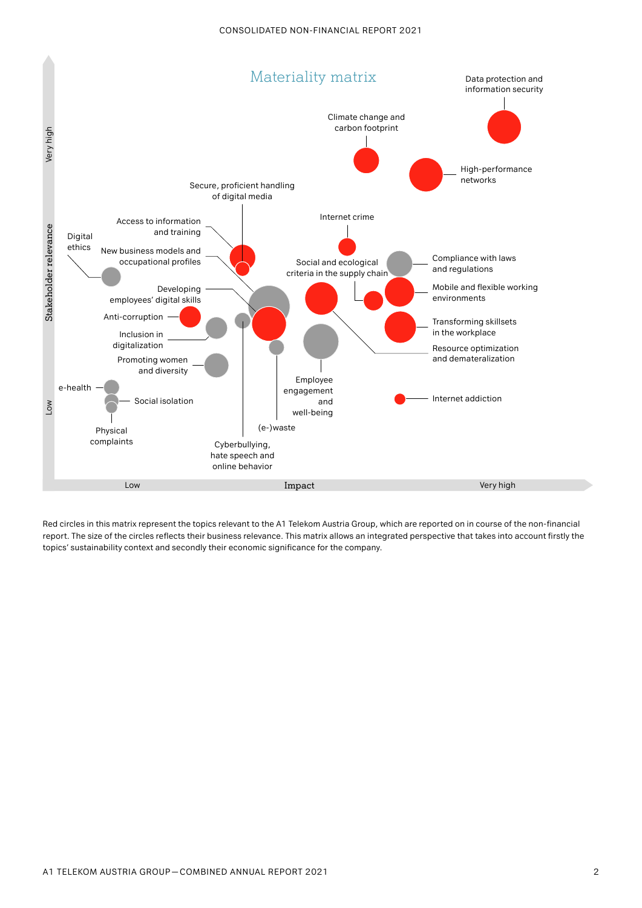## Materiality matrix

Stakeholder relevance (Low – Very high)

Impact (Low – Very high)

Data protection and information security

Climate change and carbon footprint

High-performance networks

Secure, proficient handling of digital media

Internet crime

Access to information and training

Digital ethics

New business models and occupational profiles

Social and ecological criteria in the supply chain

Compliance with laws and regulations

Mobile and flexible working environments

Developing employees' digital skills

Anti-corruption

Transforming skillsets in the workplace

Inclusion in digitalization

Resource optimization and dematerialization

Promoting women and diversity

Employee engagement and well-being

e-health

Social isolation

Internet addiction

Physical complaints

(e-)waste

Cyberbullying, hate speech and online behavior

Red circles in this matrix represent the topics relevant to the A1 Telekom Austria Group, which are reported on in course of the non-financial report. The size of the circles reflects their business relevance. This matrix allows an integrated perspective that takes into account firstly the topics' sustainability context and secondly their economic significance for the company.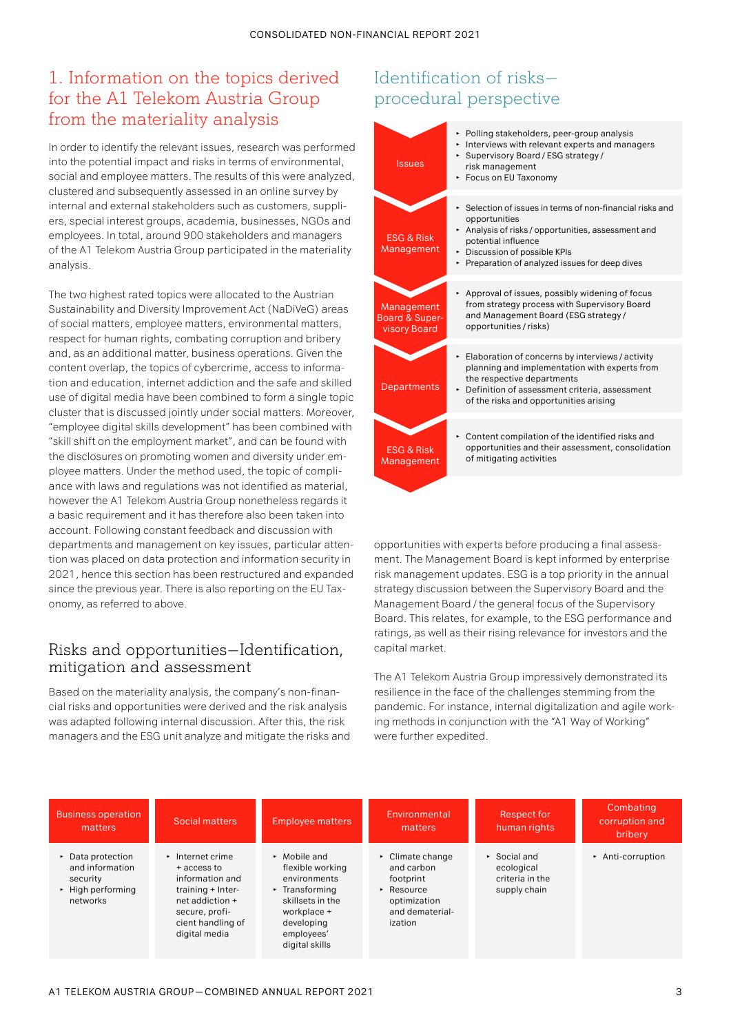## 1. Information on the topics derived for the A1 Telekom Austria Group from the materiality analysis

In order to identify the relevant issues, research was performed into the potential impact and risks in terms of environmental, social and employee matters. The results of this were analyzed, clustered and subsequently assessed in an online survey by internal and external stakeholders such as customers, suppliers, special interest groups, academia, businesses, NGOs and employees. In total, around 900 stakeholders and managers of the A1 Telekom Austria Group participated in the materiality analysis.

The two highest rated topics were allocated to the Austrian Sustainability and Diversity Improvement Act (NaDiVeG) areas of social matters, employee matters, environmental matters, respect for human rights, combating corruption and bribery and, as an additional matter, business operations. Given the content overlap, the topics of cybercrime, access to information and education, internet addiction and the safe and skilled use of digital media have been combined to form a single topic cluster that is discussed jointly under social matters. Moreover, "employee digital skills development" has been combined with "skill shift on the employment market", and can be found with the disclosures on promoting women and diversity under employee matters. Under the method used, the topic of compliance with laws and regulations was not identified as material, however the A1 Telekom Austria Group nonetheless regards it a basic requirement and it has therefore also been taken into account. Following constant feedback and discussion with departments and management on key issues, particular attention was placed on data protection and information security in 2021, hence this section has been restructured and expanded since the previous year. There is also reporting on the EU Taxonomy, as referred to above.

### Risks and opportunities—Identification, mitigation and assessment

Based on the materiality analysis, the company's non-financial risks and opportunities were derived and the risk analysis was adapted following internal discussion. After this, the risk managers and the ESG unit analyze and mitigate the risks and opportunities with experts before producing a final assessment. The Management Board is kept informed by enterprise risk management updates. ESG is a top priority in the annual strategy discussion between the Supervisory Board and the Management Board / the general focus of the Supervisory Board. This relates, for example, to the ESG performance and ratings, as well as their rising relevance for investors and the capital market.

The A1 Telekom Austria Group impressively demonstrated its resilience in the face of the challenges stemming from the pandemic. For instance, internal digitalization and agile working methods in conjunction with the "A1 Way of Working" were further expedited.

## Identification of risks—procedural perspective

| Step | Activities |
|---|---|
| Issues | • Polling stakeholders, peer-group analysis<br>• Interviews with relevant experts and managers<br>• Supervisory Board / ESG strategy / risk management<br>• Focus on EU Taxonomy |
| ESG & Risk Management | • Selection of issues in terms of non-financial risks and opportunities<br>• Analysis of risks / opportunities, assessment and potential influence<br>• Discussion of possible KPIs<br>• Preparation of analyzed issues for deep dives |
| Management Board & Supervisory Board | • Approval of issues, possibly widening of focus from strategy process with Supervisory Board and Management Board (ESG strategy / opportunities / risks) |
| Departments | • Elaboration of concerns by interviews / activity planning and implementation with experts from the respective departments<br>• Definition of assessment criteria, assessment of the risks and opportunities arising |
| ESG & Risk Management | • Content compilation of the identified risks and opportunities and their assessment, consolidation of mitigating activities |

| Business operation matters | Social matters | Employee matters | Environmental matters | Respect for human rights | Combating corruption and bribery |
|---|---|---|---|---|---|
| • Data protection and information security<br>• High performing networks | • Internet crime + access to information and training + Internet addiction + secure, proficient handling of digital media | • Mobile and flexible working environments<br>• Transforming skillsets in the workplace + developing employees' digital skills | • Climate change and carbon footprint<br>• Resource optimization and dematerialization | • Social and ecological criteria in the supply chain | • Anti-corruption |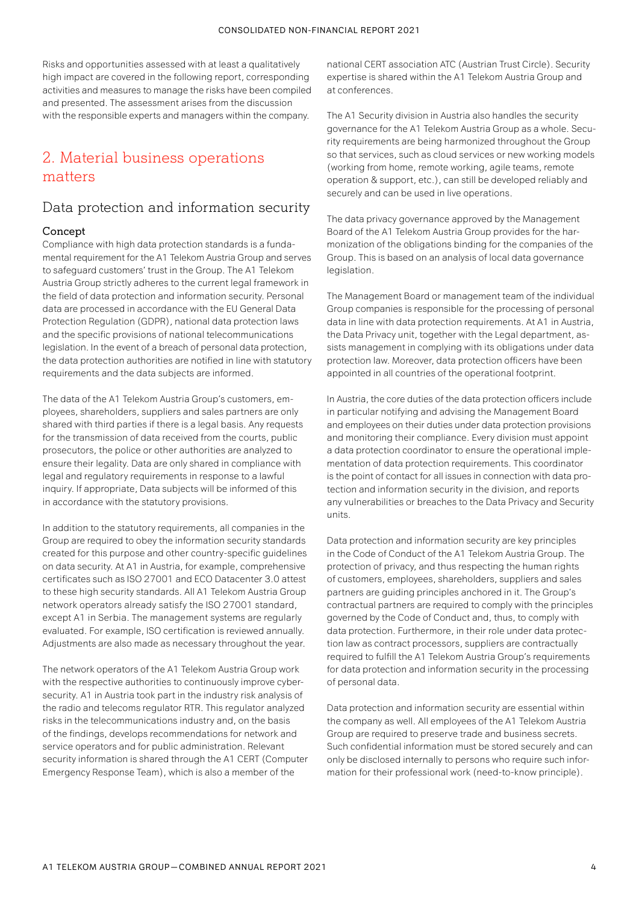Risks and opportunities assessed with at least a qualitatively high impact are covered in the following report, corresponding activities and measures to manage the risks have been compiled and presented. The assessment arises from the discussion with the responsible experts and managers within the company.

## 2. Material business operations matters

### Data protection and information security

#### Concept

Compliance with high data protection standards is a fundamental requirement for the A1 Telekom Austria Group and serves to safeguard customers' trust in the Group. The A1 Telekom Austria Group strictly adheres to the current legal framework in the field of data protection and information security. Personal data are processed in accordance with the EU General Data Protection Regulation (GDPR), national data protection laws and the specific provisions of national telecommunications legislation. In the event of a breach of personal data protection, the data protection authorities are notified in line with statutory requirements and the data subjects are informed.

The data of the A1 Telekom Austria Group's customers, employees, shareholders, suppliers and sales partners are only shared with third parties if there is a legal basis. Any requests for the transmission of data received from the courts, public prosecutors, the police or other authorities are analyzed to ensure their legality. Data are only shared in compliance with legal and regulatory requirements in response to a lawful inquiry. If appropriate, Data subjects will be informed of this in accordance with the statutory provisions.

In addition to the statutory requirements, all companies in the Group are required to obey the information security standards created for this purpose and other country-specific guidelines on data security. At A1 in Austria, for example, comprehensive certificates such as ISO 27001 and ECO Datacenter 3.0 attest to these high security standards. All A1 Telekom Austria Group network operators already satisfy the ISO 27001 standard, except A1 in Serbia. The management systems are regularly evaluated. For example, ISO certification is reviewed annually. Adjustments are also made as necessary throughout the year.

The network operators of the A1 Telekom Austria Group work with the respective authorities to continuously improve cybersecurity. A1 in Austria took part in the industry risk analysis of the radio and telecoms regulator RTR. This regulator analyzed risks in the telecommunications industry and, on the basis of the findings, develops recommendations for network and service operators and for public administration. Relevant security information is shared through the A1 CERT (Computer Emergency Response Team), which is also a member of the national CERT association ATC (Austrian Trust Circle). Security expertise is shared within the A1 Telekom Austria Group and at conferences.

The A1 Security division in Austria also handles the security governance for the A1 Telekom Austria Group as a whole. Security requirements are being harmonized throughout the Group so that services, such as cloud services or new working models (working from home, remote working, agile teams, remote operation & support, etc.), can still be developed reliably and securely and can be used in live operations.

The data privacy governance approved by the Management Board of the A1 Telekom Austria Group provides for the harmonization of the obligations binding for the companies of the Group. This is based on an analysis of local data governance legislation.

The Management Board or management team of the individual Group companies is responsible for the processing of personal data in line with data protection requirements. At A1 in Austria, the Data Privacy unit, together with the Legal department, assists management in complying with its obligations under data protection law. Moreover, data protection officers have been appointed in all countries of the operational footprint.

In Austria, the core duties of the data protection officers include in particular notifying and advising the Management Board and employees on their duties under data protection provisions and monitoring their compliance. Every division must appoint a data protection coordinator to ensure the operational implementation of data protection requirements. This coordinator is the point of contact for all issues in connection with data protection and information security in the division, and reports any vulnerabilities or breaches to the Data Privacy and Security units.

Data protection and information security are key principles in the Code of Conduct of the A1 Telekom Austria Group. The protection of privacy, and thus respecting the human rights of customers, employees, shareholders, suppliers and sales partners are guiding principles anchored in it. The Group's contractual partners are required to comply with the principles governed by the Code of Conduct and, thus, to comply with data protection. Furthermore, in their role under data protection law as contract processors, suppliers are contractually required to fulfill the A1 Telekom Austria Group's requirements for data protection and information security in the processing of personal data.

Data protection and information security are essential within the company as well. All employees of the A1 Telekom Austria Group are required to preserve trade and business secrets. Such confidential information must be stored securely and can only be disclosed internally to persons who require such information for their professional work (need-to-know principle).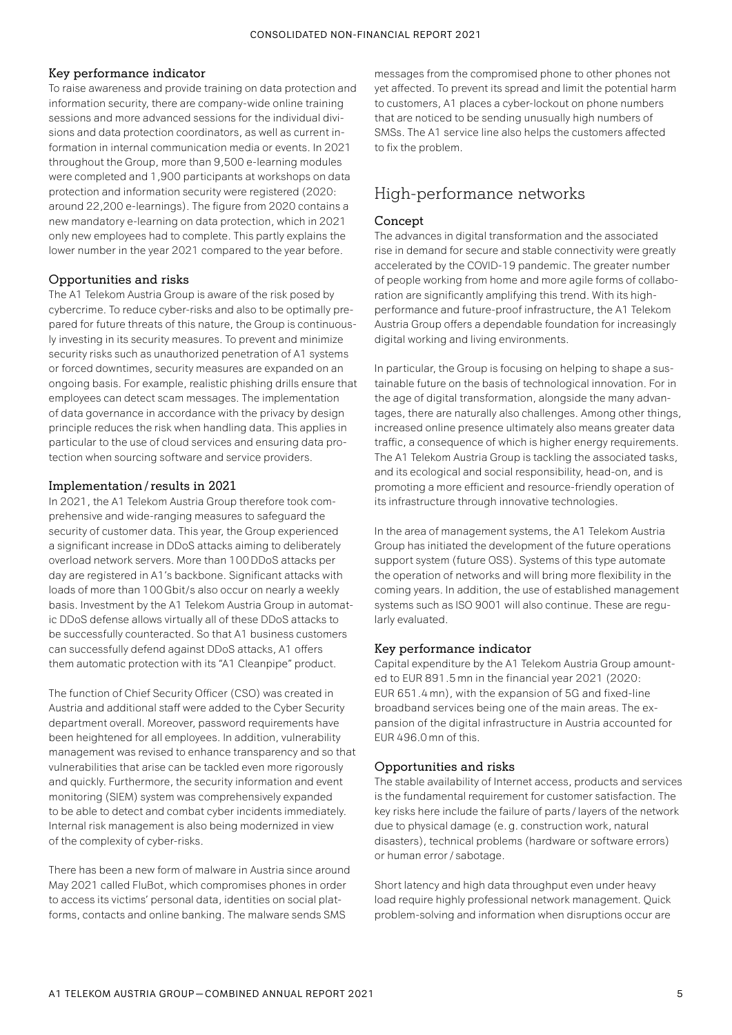### Key performance indicator

To raise awareness and provide training on data protection and information security, there are company-wide online training sessions and more advanced sessions for the individual divisions and data protection coordinators, as well as current information in internal communication media or events. In 2021 throughout the Group, more than 9,500 e-learning modules were completed and 1,900 participants at workshops on data protection and information security were registered (2020: around 22,200 e-learnings). The figure from 2020 contains a new mandatory e-learning on data protection, which in 2021 only new employees had to complete. This partly explains the lower number in the year 2021 compared to the year before.

### Opportunities and risks

The A1 Telekom Austria Group is aware of the risk posed by cybercrime. To reduce cyber-risks and also to be optimally prepared for future threats of this nature, the Group is continuously investing in its security measures. To prevent and minimize security risks such as unauthorized penetration of A1 systems or forced downtimes, security measures are expanded on an ongoing basis. For example, realistic phishing drills ensure that employees can detect scam messages. The implementation of data governance in accordance with the privacy by design principle reduces the risk when handling data. This applies in particular to the use of cloud services and ensuring data protection when sourcing software and service providers.

### Implementation / results in 2021

In 2021, the A1 Telekom Austria Group therefore took comprehensive and wide-ranging measures to safeguard the security of customer data. This year, the Group experienced a significant increase in DDoS attacks aiming to deliberately overload network servers. More than 100 DDoS attacks per day are registered in A1's backbone. Significant attacks with loads of more than 100 Gbit/s also occur on nearly a weekly basis. Investment by the A1 Telekom Austria Group in automatic DDoS defense allows virtually all of these DDoS attacks to be successfully counteracted. So that A1 business customers can successfully defend against DDoS attacks, A1 offers them automatic protection with its "A1 Cleanpipe" product.

The function of Chief Security Officer (CSO) was created in Austria and additional staff were added to the Cyber Security department overall. Moreover, password requirements have been heightened for all employees. In addition, vulnerability management was revised to enhance transparency and so that vulnerabilities that arise can be tackled even more rigorously and quickly. Furthermore, the security information and event monitoring (SIEM) system was comprehensively expanded to be able to detect and combat cyber incidents immediately. Internal risk management is also being modernized in view of the complexity of cyber-risks.

There has been a new form of malware in Austria since around May 2021 called FluBot, which compromises phones in order to access its victims' personal data, identities on social platforms, contacts and online banking. The malware sends SMS messages from the compromised phone to other phones not yet affected. To prevent its spread and limit the potential harm to customers, A1 places a cyber-lockout on phone numbers that are noticed to be sending unusually high numbers of SMSs. The A1 service line also helps the customers affected to fix the problem.

## High-performance networks

### Concept

The advances in digital transformation and the associated rise in demand for secure and stable connectivity were greatly accelerated by the COVID-19 pandemic. The greater number of people working from home and more agile forms of collaboration are significantly amplifying this trend. With its high-performance and future-proof infrastructure, the A1 Telekom Austria Group offers a dependable foundation for increasingly digital working and living environments.

In particular, the Group is focusing on helping to shape a sustainable future on the basis of technological innovation. For in the age of digital transformation, alongside the many advantages, there are naturally also challenges. Among other things, increased online presence ultimately also means greater data traffic, a consequence of which is higher energy requirements. The A1 Telekom Austria Group is tackling the associated tasks, and its ecological and social responsibility, head-on, and is promoting a more efficient and resource-friendly operation of its infrastructure through innovative technologies.

In the area of management systems, the A1 Telekom Austria Group has initiated the development of the future operations support system (future OSS). Systems of this type automate the operation of networks and will bring more flexibility in the coming years. In addition, the use of established management systems such as ISO 9001 will also continue. These are regularly evaluated.

### Key performance indicator

Capital expenditure by the A1 Telekom Austria Group amounted to EUR 891.5 mn in the financial year 2021 (2020: EUR 651.4 mn), with the expansion of 5G and fixed-line broadband services being one of the main areas. The expansion of the digital infrastructure in Austria accounted for EUR 496.0 mn of this.

### Opportunities and risks

The stable availability of Internet access, products and services is the fundamental requirement for customer satisfaction. The key risks here include the failure of parts / layers of the network due to physical damage (e. g. construction work, natural disasters), technical problems (hardware or software errors) or human error / sabotage.

Short latency and high data throughput even under heavy load require highly professional network management. Quick problem-solving and information when disruptions occur are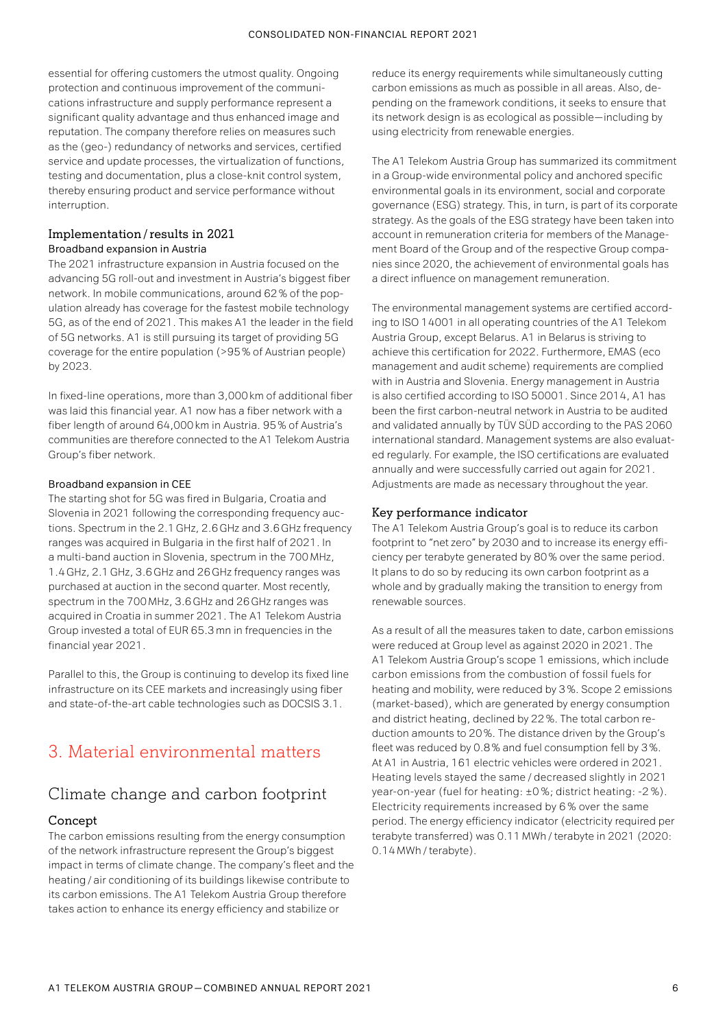essential for offering customers the utmost quality. Ongoing protection and continuous improvement of the communications infrastructure and supply performance represent a significant quality advantage and thus enhanced image and reputation. The company therefore relies on measures such as the (geo-) redundancy of networks and services, certified service and update processes, the virtualization of functions, testing and documentation, plus a close-knit control system, thereby ensuring product and service performance without interruption.

### Implementation / results in 2021

#### Broadband expansion in Austria

The 2021 infrastructure expansion in Austria focused on the advancing 5G roll-out and investment in Austria's biggest fiber network. In mobile communications, around 62 % of the population already has coverage for the fastest mobile technology 5G, as of the end of 2021. This makes A1 the leader in the field of 5G networks. A1 is still pursuing its target of providing 5G coverage for the entire population (>95 % of Austrian people) by 2023.

In fixed-line operations, more than 3,000 km of additional fiber was laid this financial year. A1 now has a fiber network with a fiber length of around 64,000 km in Austria. 95 % of Austria's communities are therefore connected to the A1 Telekom Austria Group's fiber network.

#### Broadband expansion in CEE

The starting shot for 5G was fired in Bulgaria, Croatia and Slovenia in 2021 following the corresponding frequency auctions. Spectrum in the 2.1 GHz, 2.6 GHz and 3.6 GHz frequency ranges was acquired in Bulgaria in the first half of 2021. In a multi-band auction in Slovenia, spectrum in the 700 MHz, 1.4 GHz, 2.1 GHz, 3.6 GHz and 26 GHz frequency ranges was purchased at auction in the second quarter. Most recently, spectrum in the 700 MHz, 3.6 GHz and 26 GHz ranges was acquired in Croatia in summer 2021. The A1 Telekom Austria Group invested a total of EUR 65.3 mn in frequencies in the financial year 2021.

Parallel to this, the Group is continuing to develop its fixed line infrastructure on its CEE markets and increasingly using fiber and state-of-the-art cable technologies such as DOCSIS 3.1.

# 3. Material environmental matters

## Climate change and carbon footprint

### Concept

The carbon emissions resulting from the energy consumption of the network infrastructure represent the Group's biggest impact in terms of climate change. The company's fleet and the heating / air conditioning of its buildings likewise contribute to its carbon emissions. The A1 Telekom Austria Group therefore takes action to enhance its energy efficiency and stabilize or reduce its energy requirements while simultaneously cutting carbon emissions as much as possible in all areas. Also, depending on the framework conditions, it seeks to ensure that its network design is as ecological as possible—including by using electricity from renewable energies.

The A1 Telekom Austria Group has summarized its commitment in a Group-wide environmental policy and anchored specific environmental goals in its environment, social and corporate governance (ESG) strategy. This, in turn, is part of its corporate strategy. As the goals of the ESG strategy have been taken into account in remuneration criteria for members of the Management Board of the Group and of the respective Group companies since 2020, the achievement of environmental goals has a direct influence on management remuneration.

The environmental management systems are certified according to ISO 14001 in all operating countries of the A1 Telekom Austria Group, except Belarus. A1 in Belarus is striving to achieve this certification for 2022. Furthermore, EMAS (eco management and audit scheme) requirements are complied with in Austria and Slovenia. Energy management in Austria is also certified according to ISO 50001. Since 2014, A1 has been the first carbon-neutral network in Austria to be audited and validated annually by TÜV SÜD according to the PAS 2060 international standard. Management systems are also evaluated regularly. For example, the ISO certifications are evaluated annually and were successfully carried out again for 2021. Adjustments are made as necessary throughout the year.

### Key performance indicator

The A1 Telekom Austria Group's goal is to reduce its carbon footprint to "net zero" by 2030 and to increase its energy efficiency per terabyte generated by 80 % over the same period. It plans to do so by reducing its own carbon footprint as a whole and by gradually making the transition to energy from renewable sources.

As a result of all the measures taken to date, carbon emissions were reduced at Group level as against 2020 in 2021. The A1 Telekom Austria Group's scope 1 emissions, which include carbon emissions from the combustion of fossil fuels for heating and mobility, were reduced by 3 %. Scope 2 emissions (market-based), which are generated by energy consumption and district heating, declined by 22 %. The total carbon reduction amounts to 20 %. The distance driven by the Group's fleet was reduced by 0.8 % and fuel consumption fell by 3 %. At A1 in Austria, 161 electric vehicles were ordered in 2021. Heating levels stayed the same / decreased slightly in 2021 year-on-year (fuel for heating: ±0 %; district heating: -2 %). Electricity requirements increased by 6 % over the same period. The energy efficiency indicator (electricity required per terabyte transferred) was 0.11 MWh / terabyte in 2021 (2020: 0.14 MWh / terabyte).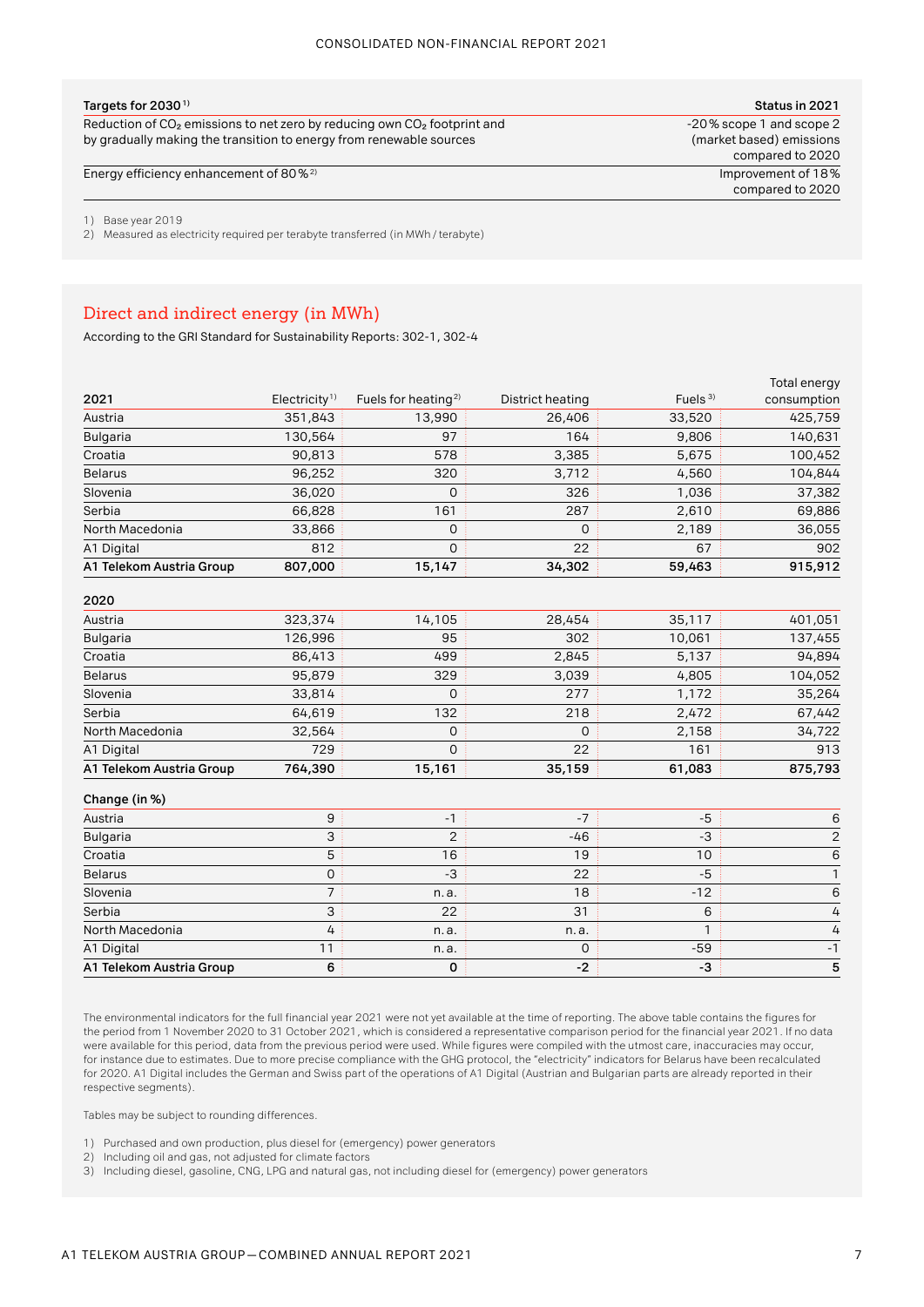| Targets for 2030[1] | Status in 2021 |
|---|---|
| Reduction of $CO_2$ emissions to net zero by reducing own $CO_2$ footprint and by gradually making the transition to energy from renewable sources | -20% scope 1 and scope 2 (market based) emissions compared to 2020 |
| Energy efficiency enhancement of 80%[2] | Improvement of 18% compared to 2020 |

1) Base year 2019
2) Measured as electricity required per terabyte transferred (in MWh / terabyte)

## Direct and indirect energy (in MWh)

According to the GRI Standard for Sustainability Reports: 302-1, 302-4

| 2021 | Electricity[1] | Fuels for heating[2] | District heating | Fuels[3] | Total energy consumption |
|---|---|---|---|---|---|
| Austria | 351,843 | 13,990 | 26,406 | 33,520 | 425,759 |
| Bulgaria | 130,564 | 97 | 164 | 9,806 | 140,631 |
| Croatia | 90,813 | 578 | 3,385 | 5,675 | 100,452 |
| Belarus | 96,252 | 320 | 3,712 | 4,560 | 104,844 |
| Slovenia | 36,020 | 0 | 326 | 1,036 | 37,382 |
| Serbia | 66,828 | 161 | 287 | 2,610 | 69,886 |
| North Macedonia | 33,866 | 0 | 0 | 2,189 | 36,055 |
| A1 Digital | 812 | 0 | 22 | 67 | 902 |
| **A1 Telekom Austria Group** | **807,000** | **15,147** | **34,302** | **59,463** | **915,912** |
| **2020** | | | | | |
| Austria | 323,374 | 14,105 | 28,454 | 35,117 | 401,051 |
| Bulgaria | 126,996 | 95 | 302 | 10,061 | 137,455 |
| Croatia | 86,413 | 499 | 2,845 | 5,137 | 94,894 |
| Belarus | 95,879 | 329 | 3,039 | 4,805 | 104,052 |
| Slovenia | 33,814 | 0 | 277 | 1,172 | 35,264 |
| Serbia | 64,619 | 132 | 218 | 2,472 | 67,442 |
| North Macedonia | 32,564 | 0 | 0 | 2,158 | 34,722 |
| A1 Digital | 729 | 0 | 22 | 161 | 913 |
| **A1 Telekom Austria Group** | **764,390** | **15,161** | **35,159** | **61,083** | **875,793** |
| **Change (in %)** | | | | | |
| Austria | 9 | -1 | -7 | -5 | 6 |
| Bulgaria | 3 | 2 | -46 | -3 | 2 |
| Croatia | 5 | 16 | 19 | 10 | 6 |
| Belarus | 0 | -3 | 22 | -5 | 1 |
| Slovenia | 7 | n.a. | 18 | -12 | 6 |
| Serbia | 3 | 22 | 31 | 6 | 4 |
| North Macedonia | 4 | n.a. | n.a. | 1 | 4 |
| A1 Digital | 11 | n.a. | 0 | -59 | -1 |
| **A1 Telekom Austria Group** | **6** | **0** | **-2** | **-3** | **5** |

The environmental indicators for the full financial year 2021 were not yet available at the time of reporting. The above table contains the figures for the period from 1 November 2020 to 31 October 2021, which is considered a representative comparison period for the financial year 2021. If no data were available for this period, data from the previous period were used. While figures were compiled with the utmost care, inaccuracies may occur, for instance due to estimates. Due to more precise compliance with the GHG protocol, the "electricity" indicators for Belarus have been recalculated for 2020. A1 Digital includes the German and Swiss part of the operations of A1 Digital (Austrian and Bulgarian parts are already reported in their respective segments).

Tables may be subject to rounding differences.

1) Purchased and own production, plus diesel for (emergency) power generators
2) Including oil and gas, not adjusted for climate factors
3) Including diesel, gasoline, CNG, LPG and natural gas, not including diesel for (emergency) power generators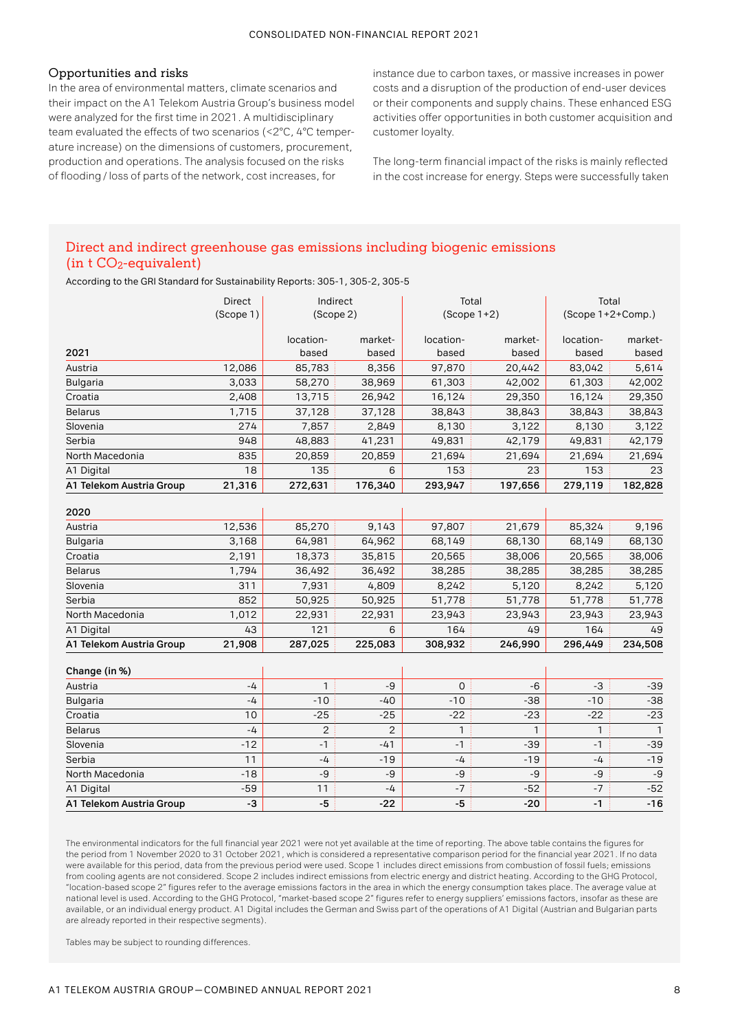### Opportunities and risks

In the area of environmental matters, climate scenarios and their impact on the A1 Telekom Austria Group's business model were analyzed for the first time in 2021. A multidisciplinary team evaluated the effects of two scenarios (<2°C, 4°C temperature increase) on the dimensions of customers, procurement, production and operations. The analysis focused on the risks of flooding / loss of parts of the network, cost increases, for instance due to carbon taxes, or massive increases in power costs and a disruption of the production of end-user devices or their components and supply chains. These enhanced ESG activities offer opportunities in both customer acquisition and customer loyalty.

The long-term financial impact of the risks is mainly reflected in the cost increase for energy. Steps were successfully taken

## Direct and indirect greenhouse gas emissions including biogenic emissions (in t $CO_2$-equivalent)

According to the GRI Standard for Sustainability Reports: 305-1, 305-2, 305-5

| | Direct (Scope 1) | Indirect (Scope 2) | | Total (Scope 1+2) | | Total (Scope 1+2+Comp.) | |
|---|---|---|---|---|---|---|---|
| **2021** | | location-based | market-based | location-based | market-based | location-based | market-based |
| Austria | 12,086 | 85,783 | 8,356 | 97,870 | 20,442 | 83,042 | 5,614 |
| Bulgaria | 3,033 | 58,270 | 38,969 | 61,303 | 42,002 | 61,303 | 42,002 |
| Croatia | 2,408 | 13,715 | 26,942 | 16,124 | 29,350 | 16,124 | 29,350 |
| Belarus | 1,715 | 37,128 | 37,128 | 38,843 | 38,843 | 38,843 | 38,843 |
| Slovenia | 274 | 7,857 | 2,849 | 8,130 | 3,122 | 8,130 | 3,122 |
| Serbia | 948 | 48,883 | 41,231 | 49,831 | 42,179 | 49,831 | 42,179 |
| North Macedonia | 835 | 20,859 | 20,859 | 21,694 | 21,694 | 21,694 | 21,694 |
| A1 Digital | 18 | 135 | 6 | 153 | 23 | 153 | 23 |
| **A1 Telekom Austria Group** | **21,316** | **272,631** | **176,340** | **293,947** | **197,656** | **279,119** | **182,828** |
| **2020** | | | | | | | |
| Austria | 12,536 | 85,270 | 9,143 | 97,807 | 21,679 | 85,324 | 9,196 |
| Bulgaria | 3,168 | 64,981 | 64,962 | 68,149 | 68,130 | 68,149 | 68,130 |
| Croatia | 2,191 | 18,373 | 35,815 | 20,565 | 38,006 | 20,565 | 38,006 |
| Belarus | 1,794 | 36,492 | 36,492 | 38,285 | 38,285 | 38,285 | 38,285 |
| Slovenia | 311 | 7,931 | 4,809 | 8,242 | 5,120 | 8,242 | 5,120 |
| Serbia | 852 | 50,925 | 50,925 | 51,778 | 51,778 | 51,778 | 51,778 |
| North Macedonia | 1,012 | 22,931 | 22,931 | 23,943 | 23,943 | 23,943 | 23,943 |
| A1 Digital | 43 | 121 | 6 | 164 | 49 | 164 | 49 |
| **A1 Telekom Austria Group** | **21,908** | **287,025** | **225,083** | **308,932** | **246,990** | **296,449** | **234,508** |
| **Change (in %)** | | | | | | | |
| Austria | -4 | 1 | -9 | 0 | -6 | -3 | -39 |
| Bulgaria | -4 | -10 | -40 | -10 | -38 | -10 | -38 |
| Croatia | 10 | -25 | -25 | -22 | -23 | -22 | -23 |
| Belarus | -4 | 2 | 2 | 1 | 1 | 1 | 1 |
| Slovenia | -12 | -1 | -41 | -1 | -39 | -1 | -39 |
| Serbia | 11 | -4 | -19 | -4 | -19 | -4 | -19 |
| North Macedonia | -18 | -9 | -9 | -9 | -9 | -9 | -9 |
| A1 Digital | -59 | 11 | -4 | -7 | -52 | -7 | -52 |
| **A1 Telekom Austria Group** | **-3** | **-5** | **-22** | **-5** | **-20** | **-1** | **-16** |

The environmental indicators for the full financial year 2021 were not yet available at the time of reporting. The above table contains the figures for the period from 1 November 2020 to 31 October 2021, which is considered a representative comparison period for the financial year 2021. If no data were available for this period, data from the previous period were used. Scope 1 includes direct emissions from combustion of fossil fuels; emissions from cooling agents are not considered. Scope 2 includes indirect emissions from electric energy and district heating. According to the GHG Protocol, "location-based scope 2" figures refer to the average emissions factors in the area in which the energy consumption takes place. The average value at national level is used. According to the GHG Protocol, "market-based scope 2" figures refer to energy suppliers' emissions factors, insofar as these are available, or an individual energy product. A1 Digital includes the German and Swiss part of the operations of A1 Digital (Austrian and Bulgarian parts are already reported in their respective segments).

Tables may be subject to rounding differences.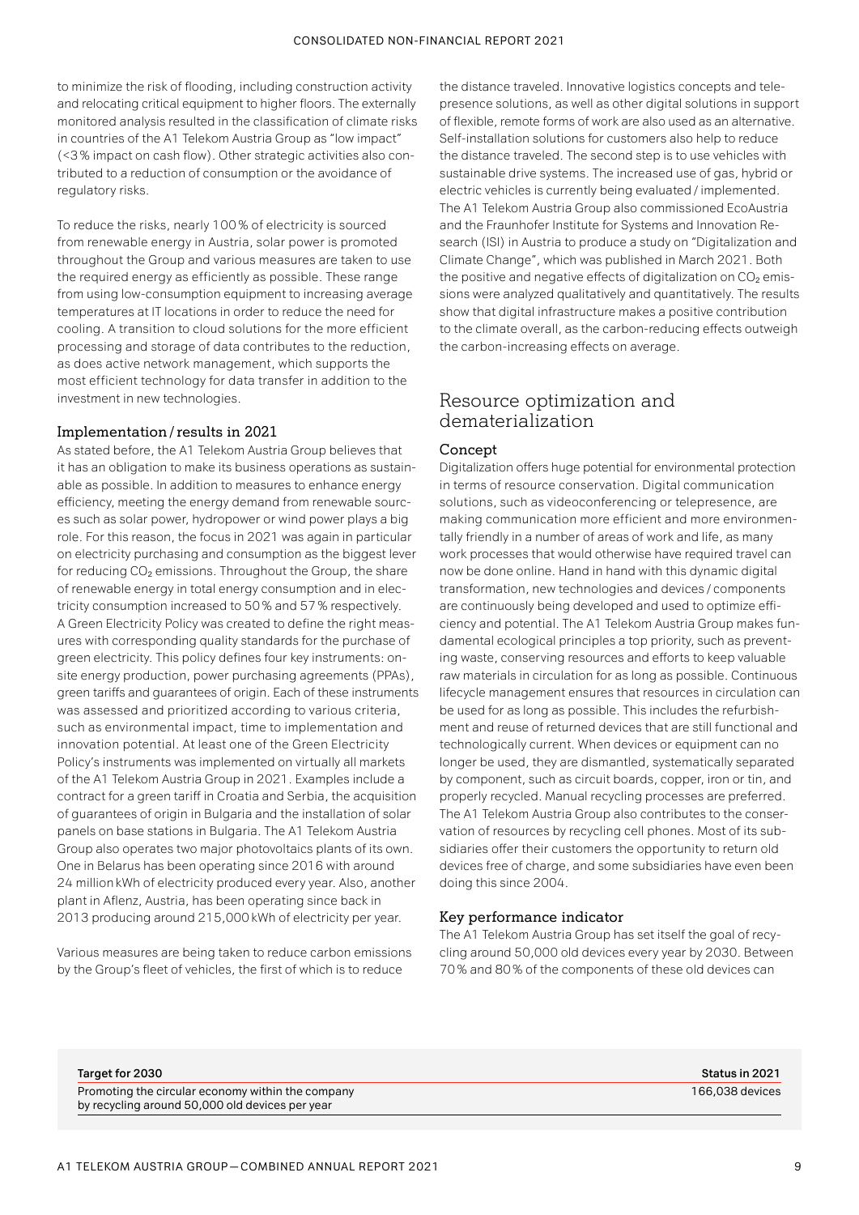to minimize the risk of flooding, including construction activity and relocating critical equipment to higher floors. The externally monitored analysis resulted in the classification of climate risks in countries of the A1 Telekom Austria Group as "low impact" (<3% impact on cash flow). Other strategic activities also contributed to a reduction of consumption or the avoidance of regulatory risks.

To reduce the risks, nearly 100% of electricity is sourced from renewable energy in Austria, solar power is promoted throughout the Group and various measures are taken to use the required energy as efficiently as possible. These range from using low-consumption equipment to increasing average temperatures at IT locations in order to reduce the need for cooling. A transition to cloud solutions for the more efficient processing and storage of data contributes to the reduction, as does active network management, which supports the most efficient technology for data transfer in addition to the investment in new technologies.

### Implementation / results in 2021

As stated before, the A1 Telekom Austria Group believes that it has an obligation to make its business operations as sustainable as possible. In addition to measures to enhance energy efficiency, meeting the energy demand from renewable sources such as solar power, hydropower or wind power plays a big role. For this reason, the focus in 2021 was again in particular on electricity purchasing and consumption as the biggest lever for reducing $CO_2$ emissions. Throughout the Group, the share of renewable energy in total energy consumption and in electricity consumption increased to 50% and 57% respectively. A Green Electricity Policy was created to define the right measures with corresponding quality standards for the purchase of green electricity. This policy defines four key instruments: on-site energy production, power purchasing agreements (PPAs), green tariffs and guarantees of origin. Each of these instruments was assessed and prioritized according to various criteria, such as environmental impact, time to implementation and innovation potential. At least one of the Green Electricity Policy's instruments was implemented on virtually all markets of the A1 Telekom Austria Group in 2021. Examples include a contract for a green tariff in Croatia and Serbia, the acquisition of guarantees of origin in Bulgaria and the installation of solar panels on base stations in Bulgaria. The A1 Telekom Austria Group also operates two major photovoltaics plants of its own. One in Belarus has been operating since 2016 with around 24 million kWh of electricity produced every year. Also, another plant in Aflenz, Austria, has been operating since back in 2013 producing around 215,000 kWh of electricity per year.

Various measures are being taken to reduce carbon emissions by the Group's fleet of vehicles, the first of which is to reduce the distance traveled. Innovative logistics concepts and telepresence solutions, as well as other digital solutions in support of flexible, remote forms of work are also used as an alternative. Self-installation solutions for customers also help to reduce the distance traveled. The second step is to use vehicles with sustainable drive systems. The increased use of gas, hybrid or electric vehicles is currently being evaluated / implemented. The A1 Telekom Austria Group also commissioned EcoAustria and the Fraunhofer Institute for Systems and Innovation Research (ISI) in Austria to produce a study on "Digitalization and Climate Change", which was published in March 2021. Both the positive and negative effects of digitalization on $CO_2$ emissions were analyzed qualitatively and quantitatively. The results show that digital infrastructure makes a positive contribution to the climate overall, as the carbon-reducing effects outweigh the carbon-increasing effects on average.

## Resource optimization and dematerialization

### Concept

Digitalization offers huge potential for environmental protection in terms of resource conservation. Digital communication solutions, such as videoconferencing or telepresence, are making communication more efficient and more environmentally friendly in a number of areas of work and life, as many work processes that would otherwise have required travel can now be done online. Hand in hand with this dynamic digital transformation, new technologies and devices / components are continuously being developed and used to optimize efficiency and potential. The A1 Telekom Austria Group makes fundamental ecological principles a top priority, such as preventing waste, conserving resources and efforts to keep valuable raw materials in circulation for as long as possible. Continuous lifecycle management ensures that resources in circulation can be used for as long as possible. This includes the refurbishment and reuse of returned devices that are still functional and technologically current. When devices or equipment can no longer be used, they are dismantled, systematically separated by component, such as circuit boards, copper, iron or tin, and properly recycled. Manual recycling processes are preferred. The A1 Telekom Austria Group also contributes to the conservation of resources by recycling cell phones. Most of its subsidiaries offer their customers the opportunity to return old devices free of charge, and some subsidiaries have even been doing this since 2004.

### Key performance indicator

The A1 Telekom Austria Group has set itself the goal of recycling around 50,000 old devices every year by 2030. Between 70% and 80% of the components of these old devices can

| Target for 2030 | Status in 2021 |
|---|---|
| Promoting the circular economy within the company by recycling around 50,000 old devices per year | 166,038 devices |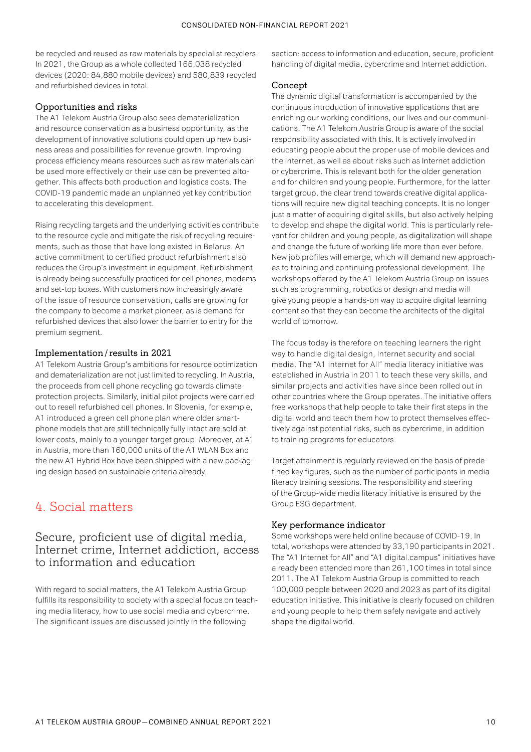be recycled and reused as raw materials by specialist recyclers. In 2021, the Group as a whole collected 166,038 recycled devices (2020: 84,880 mobile devices) and 580,839 recycled and refurbished devices in total.

### Opportunities and risks

The A1 Telekom Austria Group also sees dematerialization and resource conservation as a business opportunity, as the development of innovative solutions could open up new business areas and possibilities for revenue growth. Improving process efficiency means resources such as raw materials can be used more effectively or their use can be prevented altogether. This affects both production and logistics costs. The COVID-19 pandemic made an unplanned yet key contribution to accelerating this development.

Rising recycling targets and the underlying activities contribute to the resource cycle and mitigate the risk of recycling requirements, such as those that have long existed in Belarus. An active commitment to certified product refurbishment also reduces the Group's investment in equipment. Refurbishment is already being successfully practiced for cell phones, modems and set-top boxes. With customers now increasingly aware of the issue of resource conservation, calls are growing for the company to become a market pioneer, as is demand for refurbished devices that also lower the barrier to entry for the premium segment.

### Implementation / results in 2021

A1 Telekom Austria Group's ambitions for resource optimization and dematerialization are not just limited to recycling. In Austria, the proceeds from cell phone recycling go towards climate protection projects. Similarly, initial pilot projects were carried out to resell refurbished cell phones. In Slovenia, for example, A1 introduced a green cell phone plan where older smartphone models that are still technically fully intact are sold at lower costs, mainly to a younger target group. Moreover, at A1 in Austria, more than 160,000 units of the A1 WLAN Box and the new A1 Hybrid Box have been shipped with a new packaging design based on sustainable criteria already.

# 4. Social matters

## Secure, proficient use of digital media, Internet crime, Internet addiction, access to information and education

With regard to social matters, the A1 Telekom Austria Group fulfills its responsibility to society with a special focus on teaching media literacy, how to use social media and cybercrime. The significant issues are discussed jointly in the following section: access to information and education, secure, proficient handling of digital media, cybercrime and Internet addiction.

### Concept

The dynamic digital transformation is accompanied by the continuous introduction of innovative applications that are enriching our working conditions, our lives and our communications. The A1 Telekom Austria Group is aware of the social responsibility associated with this. It is actively involved in educating people about the proper use of mobile devices and the Internet, as well as about risks such as Internet addiction or cybercrime. This is relevant both for the older generation and for children and young people. Furthermore, for the latter target group, the clear trend towards creative digital applications will require new digital teaching concepts. It is no longer just a matter of acquiring digital skills, but also actively helping to develop and shape the digital world. This is particularly relevant for children and young people, as digitalization will shape and change the future of working life more than ever before. New job profiles will emerge, which will demand new approaches to training and continuing professional development. The workshops offered by the A1 Telekom Austria Group on issues such as programming, robotics or design and media will give young people a hands-on way to acquire digital learning content so that they can become the architects of the digital world of tomorrow.

The focus today is therefore on teaching learners the right way to handle digital design, Internet security and social media. The "A1 Internet for All" media literacy initiative was established in Austria in 2011 to teach these very skills, and similar projects and activities have since been rolled out in other countries where the Group operates. The initiative offers free workshops that help people to take their first steps in the digital world and teach them how to protect themselves effectively against potential risks, such as cybercrime, in addition to training programs for educators.

Target attainment is regularly reviewed on the basis of predefined key figures, such as the number of participants in media literacy training sessions. The responsibility and steering of the Group-wide media literacy initiative is ensured by the Group ESG department.

### Key performance indicator

Some workshops were held online because of COVID-19. In total, workshops were attended by 33,190 participants in 2021. The "A1 Internet for All" and "A1 digital.campus" initiatives have already been attended more than 261,100 times in total since 2011. The A1 Telekom Austria Group is committed to reach 100,000 people between 2020 and 2023 as part of its digital education initiative. This initiative is clearly focused on children and young people to help them safely navigate and actively shape the digital world.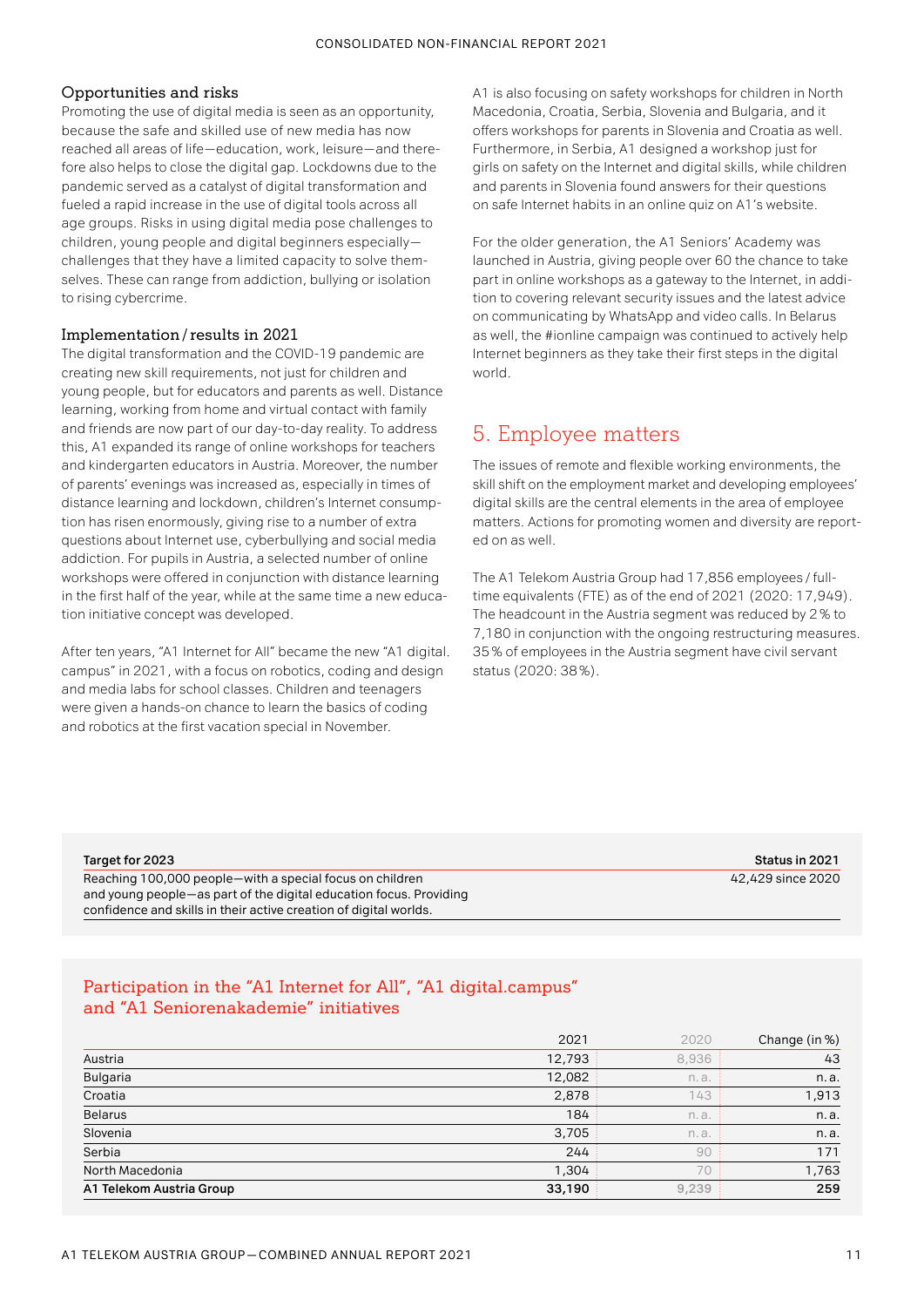### Opportunities and risks

Promoting the use of digital media is seen as an opportunity, because the safe and skilled use of new media has now reached all areas of life—education, work, leisure—and therefore also helps to close the digital gap. Lockdowns due to the pandemic served as a catalyst of digital transformation and fueled a rapid increase in the use of digital tools across all age groups. Risks in using digital media pose challenges to children, young people and digital beginners especially—challenges that they have a limited capacity to solve themselves. These can range from addiction, bullying or isolation to rising cybercrime.

### Implementation / results in 2021

The digital transformation and the COVID-19 pandemic are creating new skill requirements, not just for children and young people, but for educators and parents as well. Distance learning, working from home and virtual contact with family and friends are now part of our day-to-day reality. To address this, A1 expanded its range of online workshops for teachers and kindergarten educators in Austria. Moreover, the number of parents' evenings was increased as, especially in times of distance learning and lockdown, children's Internet consumption has risen enormously, giving rise to a number of extra questions about Internet use, cyberbullying and social media addiction. For pupils in Austria, a selected number of online workshops were offered in conjunction with distance learning in the first half of the year, while at the same time a new education initiative concept was developed.

After ten years, "A1 Internet for All" became the new "A1 digital.campus" in 2021, with a focus on robotics, coding and design and media labs for school classes. Children and teenagers were given a hands-on chance to learn the basics of coding and robotics at the first vacation special in November.

A1 is also focusing on safety workshops for children in North Macedonia, Croatia, Serbia, Slovenia and Bulgaria, and it offers workshops for parents in Slovenia and Croatia as well. Furthermore, in Serbia, A1 designed a workshop just for girls on safety on the Internet and digital skills, while children and parents in Slovenia found answers for their questions on safe Internet habits in an online quiz on A1's website.

For the older generation, the A1 Seniors' Academy was launched in Austria, giving people over 60 the chance to take part in online workshops as a gateway to the Internet, in addition to covering relevant security issues and the latest advice on communicating by WhatsApp and video calls. In Belarus as well, the #ionline campaign was continued to actively help Internet beginners as they take their first steps in the digital world.

## 5. Employee matters

The issues of remote and flexible working environments, the skill shift on the employment market and developing employees' digital skills are the central elements in the area of employee matters. Actions for promoting women and diversity are reported on as well.

The A1 Telekom Austria Group had 17,856 employees / full-time equivalents (FTE) as of the end of 2021 (2020: 17,949). The headcount in the Austria segment was reduced by 2% to 7,180 in conjunction with the ongoing restructuring measures. 35% of employees in the Austria segment have civil servant status (2020: 38%).

| Target for 2023 | Status in 2021 |
|---|---|
| Reaching 100,000 people—with a special focus on children and young people—as part of the digital education focus. Providing confidence and skills in their active creation of digital worlds. | 42,429 since 2020 |

### Participation in the "A1 Internet for All", "A1 digital.campus" and "A1 Seniorenakademie" initiatives

| | 2021 | 2020 | Change (in %) |
|---|---|---|---|
| Austria | 12,793 | 8,936 | 43 |
| Bulgaria | 12,082 | n. a. | n. a. |
| Croatia | 2,878 | 143 | 1,913 |
| Belarus | 184 | n. a. | n. a. |
| Slovenia | 3,705 | n. a. | n. a. |
| Serbia | 244 | 90 | 171 |
| North Macedonia | 1,304 | 70 | 1,763 |
| **A1 Telekom Austria Group** | **33,190** | **9,239** | **259** |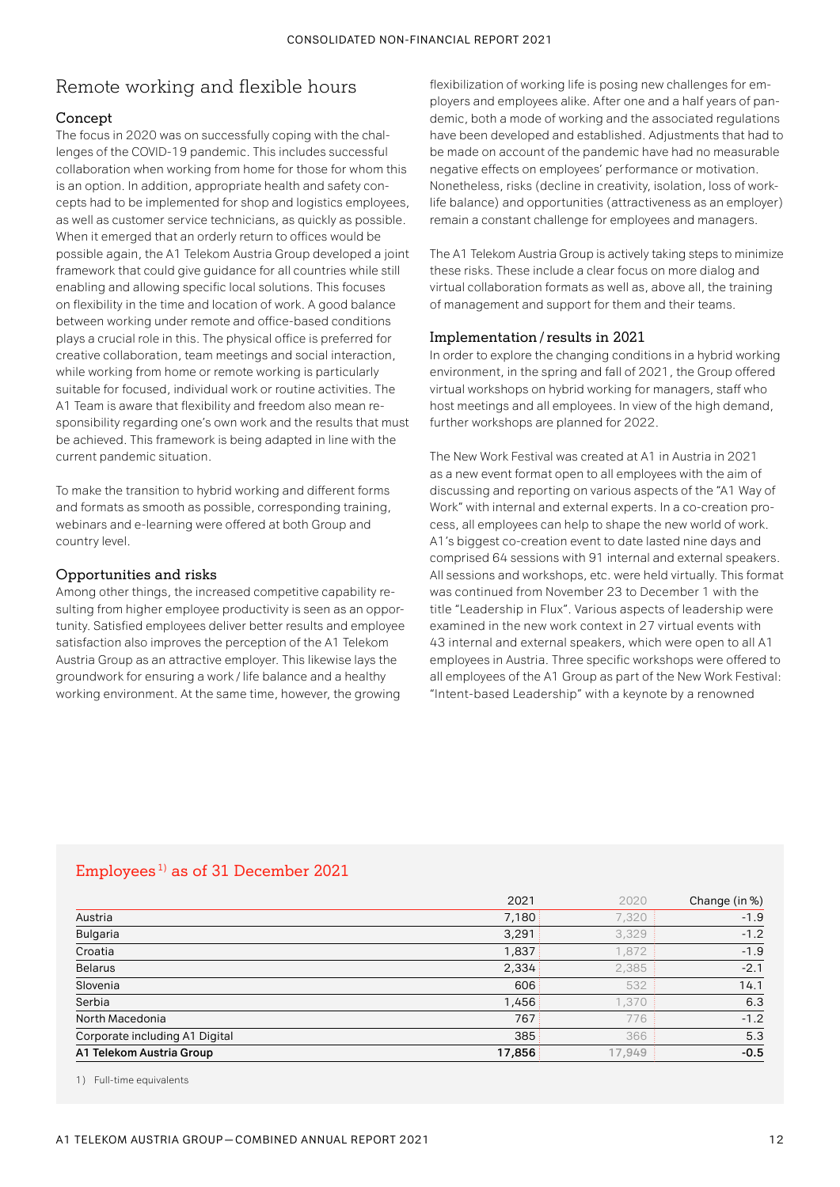## Remote working and flexible hours

### Concept

The focus in 2020 was on successfully coping with the challenges of the COVID-19 pandemic. This includes successful collaboration when working from home for those for whom this is an option. In addition, appropriate health and safety concepts had to be implemented for shop and logistics employees, as well as customer service technicians, as quickly as possible. When it emerged that an orderly return to offices would be possible again, the A1 Telekom Austria Group developed a joint framework that could give guidance for all countries while still enabling and allowing specific local solutions. This focuses on flexibility in the time and location of work. A good balance between working under remote and office-based conditions plays a crucial role in this. The physical office is preferred for creative collaboration, team meetings and social interaction, while working from home or remote working is particularly suitable for focused, individual work or routine activities. The A1 Team is aware that flexibility and freedom also mean responsibility regarding one's own work and the results that must be achieved. This framework is being adapted in line with the current pandemic situation.

To make the transition to hybrid working and different forms and formats as smooth as possible, corresponding training, webinars and e-learning were offered at both Group and country level.

### Opportunities and risks

Among other things, the increased competitive capability resulting from higher employee productivity is seen as an opportunity. Satisfied employees deliver better results and employee satisfaction also improves the perception of the A1 Telekom Austria Group as an attractive employer. This likewise lays the groundwork for ensuring a work / life balance and a healthy working environment. At the same time, however, the growing flexibilization of working life is posing new challenges for employers and employees alike. After one and a half years of pandemic, both a mode of working and the associated regulations have been developed and established. Adjustments that had to be made on account of the pandemic have had no measurable negative effects on employees' performance or motivation. Nonetheless, risks (decline in creativity, isolation, loss of work-life balance) and opportunities (attractiveness as an employer) remain a constant challenge for employees and managers.

The A1 Telekom Austria Group is actively taking steps to minimize these risks. These include a clear focus on more dialog and virtual collaboration formats as well as, above all, the training of management and support for them and their teams.

### Implementation / results in 2021

In order to explore the changing conditions in a hybrid working environment, in the spring and fall of 2021, the Group offered virtual workshops on hybrid working for managers, staff who host meetings and all employees. In view of the high demand, further workshops are planned for 2022.

The New Work Festival was created at A1 in Austria in 2021 as a new event format open to all employees with the aim of discussing and reporting on various aspects of the "A1 Way of Work" with internal and external experts. In a co-creation process, all employees can help to shape the new world of work. A1's biggest co-creation event to date lasted nine days and comprised 64 sessions with 91 internal and external speakers. All sessions and workshops, etc. were held virtually. This format was continued from November 23 to December 1 with the title "Leadership in Flux". Various aspects of leadership were examined in the new work context in 27 virtual events with 43 internal and external speakers, which were open to all A1 employees in Austria. Three specific workshops were offered to all employees of the A1 Group as part of the New Work Festival: "Intent-based Leadership" with a keynote by a renowned

### Employees [1] as of 31 December 2021

| | 2021 | 2020 | Change (in %) |
|---|---|---|---|
| Austria | 7,180 | 7,320 | -1.9 |
| Bulgaria | 3,291 | 3,329 | -1.2 |
| Croatia | 1,837 | 1,872 | -1.9 |
| Belarus | 2,334 | 2,385 | -2.1 |
| Slovenia | 606 | 532 | 14.1 |
| Serbia | 1,456 | 1,370 | 6.3 |
| North Macedonia | 767 | 776 | -1.2 |
| Corporate including A1 Digital | 385 | 366 | 5.3 |
| **A1 Telekom Austria Group** | **17,856** | **17,949** | **-0.5** |

1) Full-time equivalents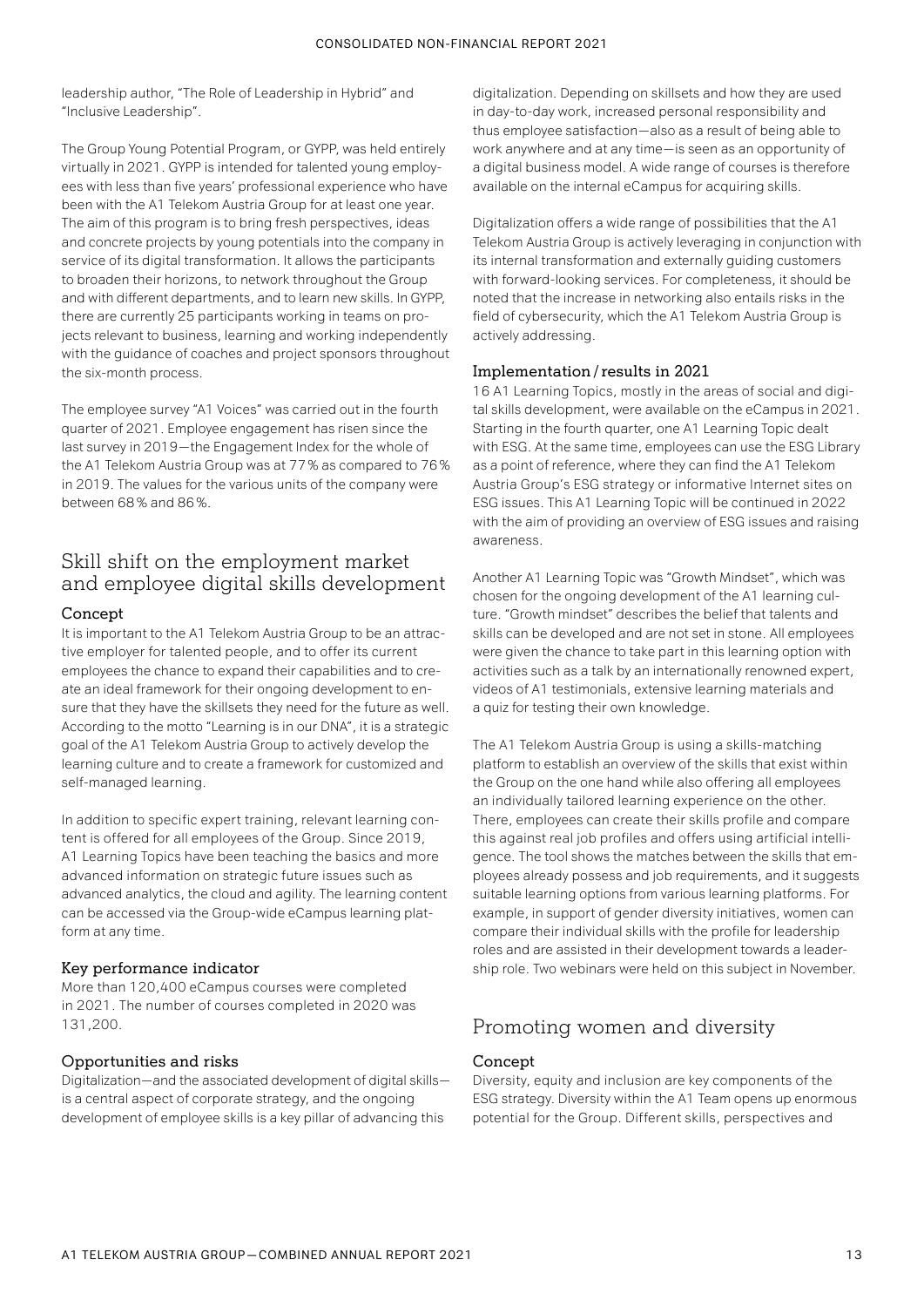leadership author, "The Role of Leadership in Hybrid" and "Inclusive Leadership".

The Group Young Potential Program, or GYPP, was held entirely virtually in 2021. GYPP is intended for talented young employees with less than five years' professional experience who have been with the A1 Telekom Austria Group for at least one year. The aim of this program is to bring fresh perspectives, ideas and concrete projects by young potentials into the company in service of its digital transformation. It allows the participants to broaden their horizons, to network throughout the Group and with different departments, and to learn new skills. In GYPP, there are currently 25 participants working in teams on projects relevant to business, learning and working independently with the guidance of coaches and project sponsors throughout the six-month process.

The employee survey "A1 Voices" was carried out in the fourth quarter of 2021. Employee engagement has risen since the last survey in 2019—the Engagement Index for the whole of the A1 Telekom Austria Group was at 77% as compared to 76% in 2019. The values for the various units of the company were between 68% and 86%.

## Skill shift on the employment market and employee digital skills development

### Concept

It is important to the A1 Telekom Austria Group to be an attractive employer for talented people, and to offer its current employees the chance to expand their capabilities and to create an ideal framework for their ongoing development to ensure that they have the skillsets they need for the future as well. According to the motto "Learning is in our DNA", it is a strategic goal of the A1 Telekom Austria Group to actively develop the learning culture and to create a framework for customized and self-managed learning.

In addition to specific expert training, relevant learning content is offered for all employees of the Group. Since 2019, A1 Learning Topics have been teaching the basics and more advanced information on strategic future issues such as advanced analytics, the cloud and agility. The learning content can be accessed via the Group-wide eCampus learning platform at any time.

### Key performance indicator

More than 120,400 eCampus courses were completed in 2021. The number of courses completed in 2020 was 131,200.

### Opportunities and risks

Digitalization—and the associated development of digital skills—is a central aspect of corporate strategy, and the ongoing development of employee skills is a key pillar of advancing this digitalization. Depending on skillsets and how they are used in day-to-day work, increased personal responsibility and thus employee satisfaction—also as a result of being able to work anywhere and at any time—is seen as an opportunity of a digital business model. A wide range of courses is therefore available on the internal eCampus for acquiring skills.

Digitalization offers a wide range of possibilities that the A1 Telekom Austria Group is actively leveraging in conjunction with its internal transformation and externally guiding customers with forward-looking services. For completeness, it should be noted that the increase in networking also entails risks in the field of cybersecurity, which the A1 Telekom Austria Group is actively addressing.

### Implementation / results in 2021

16 A1 Learning Topics, mostly in the areas of social and digital skills development, were available on the eCampus in 2021. Starting in the fourth quarter, one A1 Learning Topic dealt with ESG. At the same time, employees can use the ESG Library as a point of reference, where they can find the A1 Telekom Austria Group's ESG strategy or informative Internet sites on ESG issues. This A1 Learning Topic will be continued in 2022 with the aim of providing an overview of ESG issues and raising awareness.

Another A1 Learning Topic was "Growth Mindset", which was chosen for the ongoing development of the A1 learning culture. "Growth mindset" describes the belief that talents and skills can be developed and are not set in stone. All employees were given the chance to take part in this learning option with activities such as a talk by an internationally renowned expert, videos of A1 testimonials, extensive learning materials and a quiz for testing their own knowledge.

The A1 Telekom Austria Group is using a skills-matching platform to establish an overview of the skills that exist within the Group on the one hand while also offering all employees an individually tailored learning experience on the other. There, employees can create their skills profile and compare this against real job profiles and offers using artificial intelligence. The tool shows the matches between the skills that employees already possess and job requirements, and it suggests suitable learning options from various learning platforms. For example, in support of gender diversity initiatives, women can compare their individual skills with the profile for leadership roles and are assisted in their development towards a leadership role. Two webinars were held on this subject in November.

## Promoting women and diversity

### Concept

Diversity, equity and inclusion are key components of the ESG strategy. Diversity within the A1 Team opens up enormous potential for the Group. Different skills, perspectives and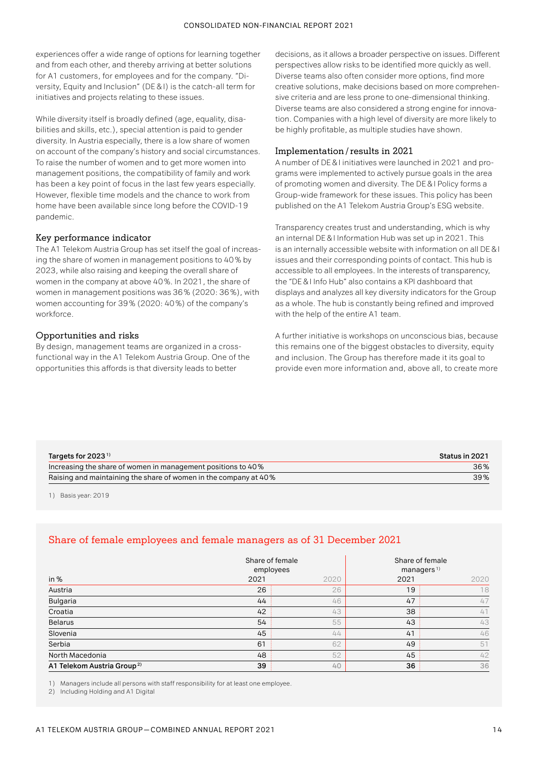experiences offer a wide range of options for learning together and from each other, and thereby arriving at better solutions for A1 customers, for employees and for the company. "Diversity, Equity and Inclusion" (DE&I) is the catch-all term for initiatives and projects relating to these issues.

While diversity itself is broadly defined (age, equality, disabilities and skills, etc.), special attention is paid to gender diversity. In Austria especially, there is a low share of women on account of the company's history and social circumstances. To raise the number of women and to get more women into management positions, the compatibility of family and work has been a key point of focus in the last few years especially. However, flexible time models and the chance to work from home have been available since long before the COVID-19 pandemic.

### Key performance indicator

The A1 Telekom Austria Group has set itself the goal of increasing the share of women in management positions to 40% by 2023, while also raising and keeping the overall share of women in the company at above 40%. In 2021, the share of women in management positions was 36% (2020: 36%), with women accounting for 39% (2020: 40%) of the company's workforce.

### Opportunities and risks

By design, management teams are organized in a cross-functional way in the A1 Telekom Austria Group. One of the opportunities this affords is that diversity leads to better decisions, as it allows a broader perspective on issues. Different perspectives allow risks to be identified more quickly as well. Diverse teams also often consider more options, find more creative solutions, make decisions based on more comprehensive criteria and are less prone to one-dimensional thinking. Diverse teams are also considered a strong engine for innovation. Companies with a high level of diversity are more likely to be highly profitable, as multiple studies have shown.

### Implementation / results in 2021

A number of DE&I initiatives were launched in 2021 and programs were implemented to actively pursue goals in the area of promoting women and diversity. The DE&I Policy forms a Group-wide framework for these issues. This policy has been published on the A1 Telekom Austria Group's ESG website.

Transparency creates trust and understanding, which is why an internal DE&I Information Hub was set up in 2021. This is an internally accessible website with information on all DE&I issues and their corresponding points of contact. This hub is accessible to all employees. In the interests of transparency, the "DE&I Info Hub" also contains a KPI dashboard that displays and analyzes all key diversity indicators for the Group as a whole. The hub is constantly being refined and improved with the help of the entire A1 team.

A further initiative is workshops on unconscious bias, because this remains one of the biggest obstacles to diversity, equity and inclusion. The Group has therefore made it its goal to provide even more information and, above all, to create more

| Targets for 2023[1] | Status in 2021 |
|---|---|
| Increasing the share of women in management positions to 40% | 36% |
| Raising and maintaining the share of women in the company at 40% | 39% |

1) Basis year: 2019

## Share of female employees and female managers as of 31 December 2021

| in % | Share of female employees | | Share of female managers[1] | |
|---|---|---|---|---|
| | 2021 | 2020 | 2021 | 2020 |
| Austria | 26 | 26 | 19 | 18 |
| Bulgaria | 44 | 46 | 47 | 47 |
| Croatia | 42 | 43 | 38 | 41 |
| Belarus | 54 | 55 | 43 | 43 |
| Slovenia | 45 | 44 | 41 | 46 |
| Serbia | 61 | 62 | 49 | 51 |
| North Macedonia | 48 | 52 | 45 | 42 |
| **A1 Telekom Austria Group[2]** | **39** | 40 | **36** | 36 |

1) Managers include all persons with staff responsibility for at least one employee.
2) Including Holding and A1 Digital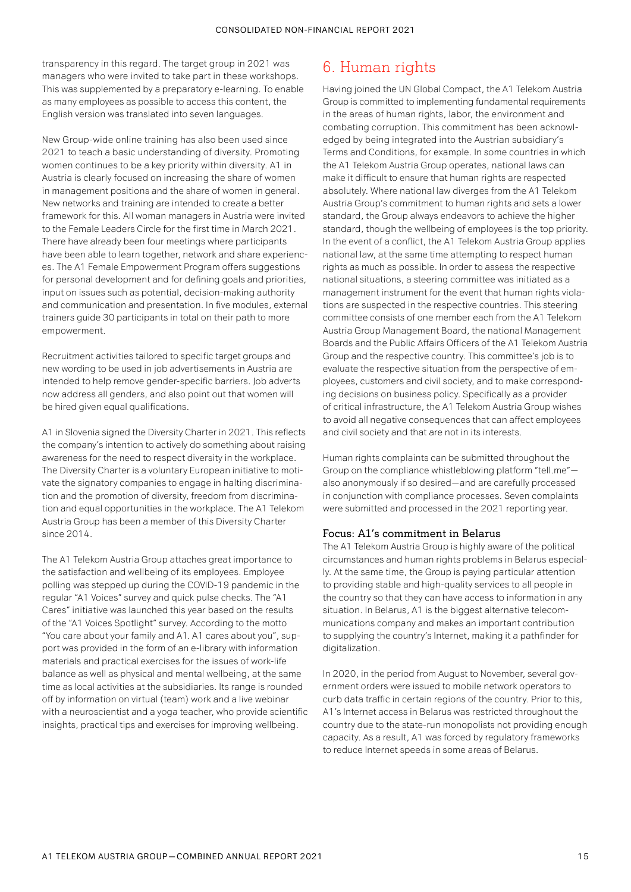transparency in this regard. The target group in 2021 was managers who were invited to take part in these workshops. This was supplemented by a preparatory e-learning. To enable as many employees as possible to access this content, the English version was translated into seven languages.

New Group-wide online training has also been used since 2021 to teach a basic understanding of diversity. Promoting women continues to be a key priority within diversity. A1 in Austria is clearly focused on increasing the share of women in management positions and the share of women in general. New networks and training are intended to create a better framework for this. All woman managers in Austria were invited to the Female Leaders Circle for the first time in March 2021. There have already been four meetings where participants have been able to learn together, network and share experiences. The A1 Female Empowerment Program offers suggestions for personal development and for defining goals and priorities, input on issues such as potential, decision-making authority and communication and presentation. In five modules, external trainers guide 30 participants in total on their path to more empowerment.

Recruitment activities tailored to specific target groups and new wording to be used in job advertisements in Austria are intended to help remove gender-specific barriers. Job adverts now address all genders, and also point out that women will be hired given equal qualifications.

A1 in Slovenia signed the Diversity Charter in 2021. This reflects the company's intention to actively do something about raising awareness for the need to respect diversity in the workplace. The Diversity Charter is a voluntary European initiative to motivate the signatory companies to engage in halting discrimination and the promotion of diversity, freedom from discrimination and equal opportunities in the workplace. The A1 Telekom Austria Group has been a member of this Diversity Charter since 2014.

The A1 Telekom Austria Group attaches great importance to the satisfaction and wellbeing of its employees. Employee polling was stepped up during the COVID-19 pandemic in the regular "A1 Voices" survey and quick pulse checks. The "A1 Cares" initiative was launched this year based on the results of the "A1 Voices Spotlight" survey. According to the motto "You care about your family and A1. A1 cares about you", support was provided in the form of an e-library with information materials and practical exercises for the issues of work-life balance as well as physical and mental wellbeing, at the same time as local activities at the subsidiaries. Its range is rounded off by information on virtual (team) work and a live webinar with a neuroscientist and a yoga teacher, who provide scientific insights, practical tips and exercises for improving wellbeing.

# 6. Human rights

Having joined the UN Global Compact, the A1 Telekom Austria Group is committed to implementing fundamental requirements in the areas of human rights, labor, the environment and combating corruption. This commitment has been acknowledged by being integrated into the Austrian subsidiary's Terms and Conditions, for example. In some countries in which the A1 Telekom Austria Group operates, national laws can make it difficult to ensure that human rights are respected absolutely. Where national law diverges from the A1 Telekom Austria Group's commitment to human rights and sets a lower standard, the Group always endeavors to achieve the higher standard, though the wellbeing of employees is the top priority. In the event of a conflict, the A1 Telekom Austria Group applies national law, at the same time attempting to respect human rights as much as possible. In order to assess the respective national situations, a steering committee was initiated as a management instrument for the event that human rights violations are suspected in the respective countries. This steering committee consists of one member each from the A1 Telekom Austria Group Management Board, the national Management Boards and the Public Affairs Officers of the A1 Telekom Austria Group and the respective country. This committee's job is to evaluate the respective situation from the perspective of employees, customers and civil society, and to make corresponding decisions on business policy. Specifically as a provider of critical infrastructure, the A1 Telekom Austria Group wishes to avoid all negative consequences that can affect employees and civil society and that are not in its interests.

Human rights complaints can be submitted throughout the Group on the compliance whistleblowing platform "tell.me"—also anonymously if so desired—and are carefully processed in conjunction with compliance processes. Seven complaints were submitted and processed in the 2021 reporting year.

### Focus: A1's commitment in Belarus

The A1 Telekom Austria Group is highly aware of the political circumstances and human rights problems in Belarus especially. At the same time, the Group is paying particular attention to providing stable and high-quality services to all people in the country so that they can have access to information in any situation. In Belarus, A1 is the biggest alternative telecommunications company and makes an important contribution to supplying the country's Internet, making it a pathfinder for digitalization.

In 2020, in the period from August to November, several government orders were issued to mobile network operators to curb data traffic in certain regions of the country. Prior to this, A1's Internet access in Belarus was restricted throughout the country due to the state-run monopolists not providing enough capacity. As a result, A1 was forced by regulatory frameworks to reduce Internet speeds in some areas of Belarus.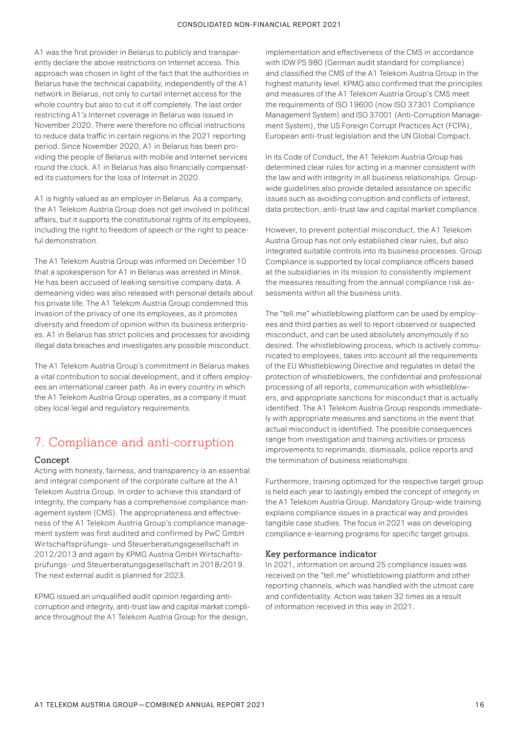A1 was the first provider in Belarus to publicly and transparently declare the above restrictions on Internet access. This approach was chosen in light of the fact that the authorities in Belarus have the technical capability, independently of the A1 network in Belarus, not only to curtail Internet access for the whole country but also to cut it off completely. The last order restricting A1's Internet coverage in Belarus was issued in November 2020. There were therefore no official instructions to reduce data traffic in certain regions in the 2021 reporting period. Since November 2020, A1 in Belarus has been providing the people of Belarus with mobile and Internet services round the clock. A1 in Belarus has also financially compensated its customers for the loss of Internet in 2020.

A1 is highly valued as an employer in Belarus. As a company, the A1 Telekom Austria Group does not get involved in political affairs, but it supports the constitutional rights of its employees, including the right to freedom of speech or the right to peaceful demonstration.

The A1 Telekom Austria Group was informed on December 10 that a spokesperson for A1 in Belarus was arrested in Minsk. He has been accused of leaking sensitive company data. A demeaning video was also released with personal details about his private life. The A1 Telekom Austria Group condemned this invasion of the privacy of one its employees, as it promotes diversity and freedom of opinion within its business enterprises. A1 in Belarus has strict policies and processes for avoiding illegal data breaches and investigates any possible misconduct.

The A1 Telekom Austria Group's commitment in Belarus makes a vital contribution to social development, and it offers employees an international career path. As in every country in which the A1 Telekom Austria Group operates, as a company it must obey local legal and regulatory requirements.

## 7. Compliance and anti-corruption

### Concept

Acting with honesty, fairness, and transparency is an essential and integral component of the corporate culture at the A1 Telekom Austria Group. In order to achieve this standard of integrity, the company has a comprehensive compliance management system (CMS). The appropriateness and effectiveness of the A1 Telekom Austria Group's compliance management system was first audited and confirmed by PwC GmbH Wirtschaftsprüfungs- und Steuerberatungsgesellschaft in 2012/2013 and again by KPMG Austria GmbH Wirtschaftsprüfungs- und Steuerberatungsgesellschaft in 2018/2019. The next external audit is planned for 2023.

KPMG issued an unqualified audit opinion regarding anti-corruption and integrity, anti-trust law and capital market compliance throughout the A1 Telekom Austria Group for the design, implementation and effectiveness of the CMS in accordance with IDW PS 980 (German audit standard for compliance) and classified the CMS of the A1 Telekom Austria Group in the highest maturity level. KPMG also confirmed that the principles and measures of the A1 Telekom Austria Group's CMS meet the requirements of ISO 19600 (now ISO 37301 Compliance Management System) and ISO 37001 (Anti-Corruption Management System), the US Foreign Corrupt Practices Act (FCPA), European anti-trust legislation and the UN Global Compact.

In its Code of Conduct, the A1 Telekom Austria Group has determined clear rules for acting in a manner consistent with the law and with integrity in all business relationships. Group-wide guidelines also provide detailed assistance on specific issues such as avoiding corruption and conflicts of interest, data protection, anti-trust law and capital market compliance.

However, to prevent potential misconduct, the A1 Telekom Austria Group has not only established clear rules, but also integrated suitable controls into its business processes. Group Compliance is supported by local compliance officers based at the subsidiaries in its mission to consistently implement the measures resulting from the annual compliance risk assessments within all the business units.

The "tell.me" whistleblowing platform can be used by employees and third parties as well to report observed or suspected misconduct, and can be used absolutely anonymously if so desired. The whistleblowing process, which is actively communicated to employees, takes into account all the requirements of the EU Whistleblowing Directive and regulates in detail the protection of whistleblowers, the confidential and professional processing of all reports, communication with whistleblowers, and appropriate sanctions for misconduct that is actually identified. The A1 Telekom Austria Group responds immediately with appropriate measures and sanctions in the event that actual misconduct is identified. The possible consequences range from investigation and training activities or process improvements to reprimands, dismissals, police reports and the termination of business relationships.

Furthermore, training optimized for the respective target group is held each year to lastingly embed the concept of integrity in the A1 Telekom Austria Group. Mandatory Group-wide training explains compliance issues in a practical way and provides tangible case studies. The focus in 2021 was on developing compliance e-learning programs for specific target groups.

### Key performance indicator

In 2021, information on around 25 compliance issues was received on the "tell.me" whistleblowing platform and other reporting channels, which was handled with the utmost care and confidentiality. Action was taken 32 times as a result of information received in this way in 2021.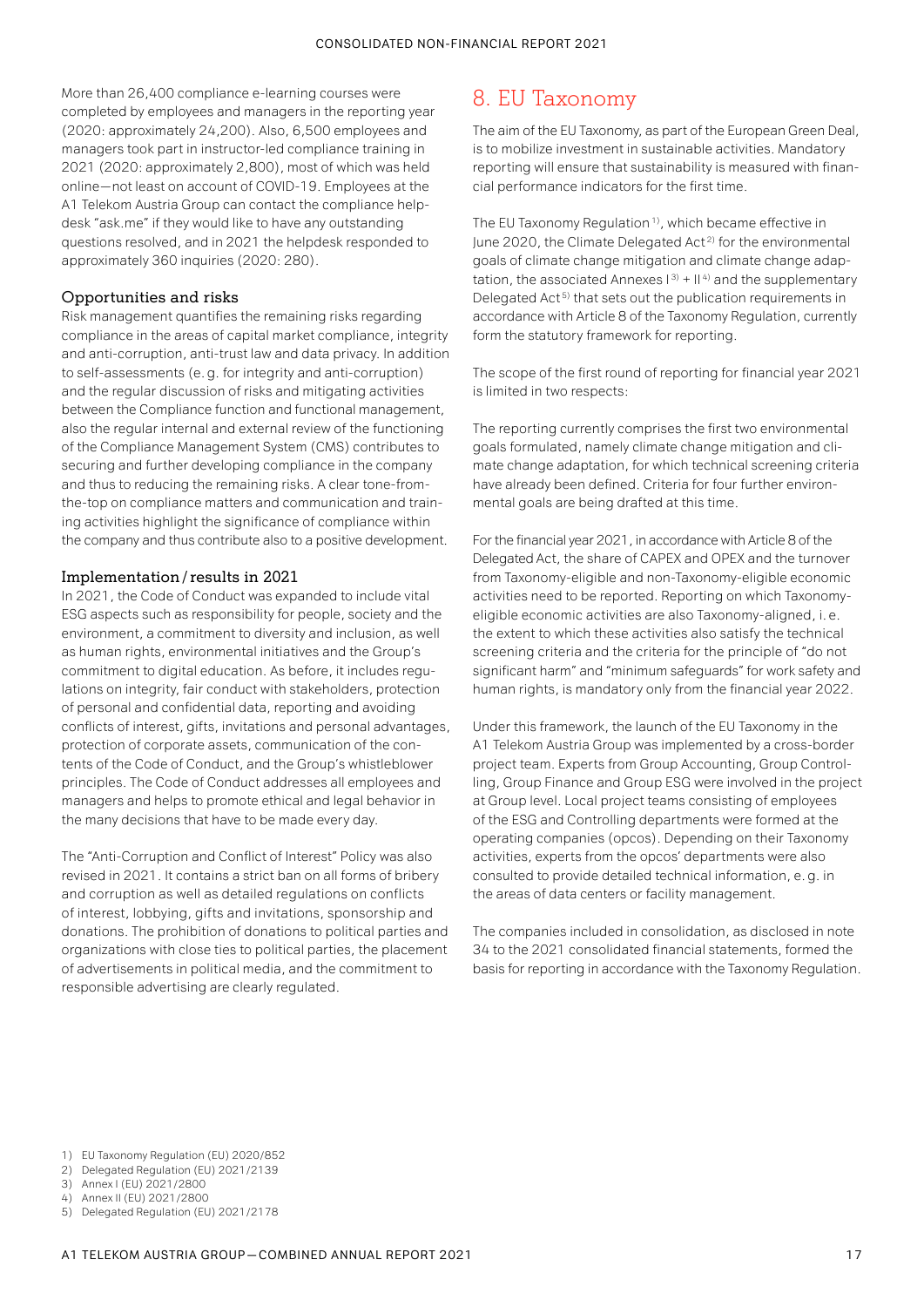More than 26,400 compliance e-learning courses were completed by employees and managers in the reporting year (2020: approximately 24,200). Also, 6,500 employees and managers took part in instructor-led compliance training in 2021 (2020: approximately 2,800), most of which was held online—not least on account of COVID-19. Employees at the A1 Telekom Austria Group can contact the compliance helpdesk "ask.me" if they would like to have any outstanding questions resolved, and in 2021 the helpdesk responded to approximately 360 inquiries (2020: 280).

### Opportunities and risks

Risk management quantifies the remaining risks regarding compliance in the areas of capital market compliance, integrity and anti-corruption, anti-trust law and data privacy. In addition to self-assessments (e. g. for integrity and anti-corruption) and the regular discussion of risks and mitigating activities between the Compliance function and functional management, also the regular internal and external review of the functioning of the Compliance Management System (CMS) contributes to securing and further developing compliance in the company and thus to reducing the remaining risks. A clear tone-from-the-top on compliance matters and communication and training activities highlight the significance of compliance within the company and thus contribute also to a positive development.

### Implementation / results in 2021

In 2021, the Code of Conduct was expanded to include vital ESG aspects such as responsibility for people, society and the environment, a commitment to diversity and inclusion, as well as human rights, environmental initiatives and the Group's commitment to digital education. As before, it includes regulations on integrity, fair conduct with stakeholders, protection of personal and confidential data, reporting and avoiding conflicts of interest, gifts, invitations and personal advantages, protection of corporate assets, communication of the contents of the Code of Conduct, and the Group's whistleblower principles. The Code of Conduct addresses all employees and managers and helps to promote ethical and legal behavior in the many decisions that have to be made every day.

The "Anti-Corruption and Conflict of Interest" Policy was also revised in 2021. It contains a strict ban on all forms of bribery and corruption as well as detailed regulations on conflicts of interest, lobbying, gifts and invitations, sponsorship and donations. The prohibition of donations to political parties and organizations with close ties to political parties, the placement of advertisements in political media, and the commitment to responsible advertising are clearly regulated.

## 8. EU Taxonomy

The aim of the EU Taxonomy, as part of the European Green Deal, is to mobilize investment in sustainable activities. Mandatory reporting will ensure that sustainability is measured with financial performance indicators for the first time.

The EU Taxonomy Regulation [1], which became effective in June 2020, the Climate Delegated Act [2] for the environmental goals of climate change mitigation and climate change adaptation, the associated Annexes I [3] + II [4] and the supplementary Delegated Act [5] that sets out the publication requirements in accordance with Article 8 of the Taxonomy Regulation, currently form the statutory framework for reporting.

The scope of the first round of reporting for financial year 2021 is limited in two respects:

The reporting currently comprises the first two environmental goals formulated, namely climate change mitigation and climate change adaptation, for which technical screening criteria have already been defined. Criteria for four further environmental goals are being drafted at this time.

For the financial year 2021, in accordance with Article 8 of the Delegated Act, the share of CAPEX and OPEX and the turnover from Taxonomy-eligible and non-Taxonomy-eligible economic activities need to be reported. Reporting on which Taxonomy-eligible economic activities are also Taxonomy-aligned, i. e. the extent to which these activities also satisfy the technical screening criteria and the criteria for the principle of "do not significant harm" and "minimum safeguards" for work safety and human rights, is mandatory only from the financial year 2022.

Under this framework, the launch of the EU Taxonomy in the A1 Telekom Austria Group was implemented by a cross-border project team. Experts from Group Accounting, Group Controlling, Group Finance and Group ESG were involved in the project at Group level. Local project teams consisting of employees of the ESG and Controlling departments were formed at the operating companies (opcos). Depending on their Taxonomy activities, experts from the opcos' departments were also consulted to provide detailed technical information, e. g. in the areas of data centers or facility management.

The companies included in consolidation, as disclosed in note 34 to the 2021 consolidated financial statements, formed the basis for reporting in accordance with the Taxonomy Regulation.

1) EU Taxonomy Regulation (EU) 2020/852
2) Delegated Regulation (EU) 2021/2139
3) Annex I (EU) 2021/2800
4) Annex II (EU) 2021/2800
5) Delegated Regulation (EU) 2021/2178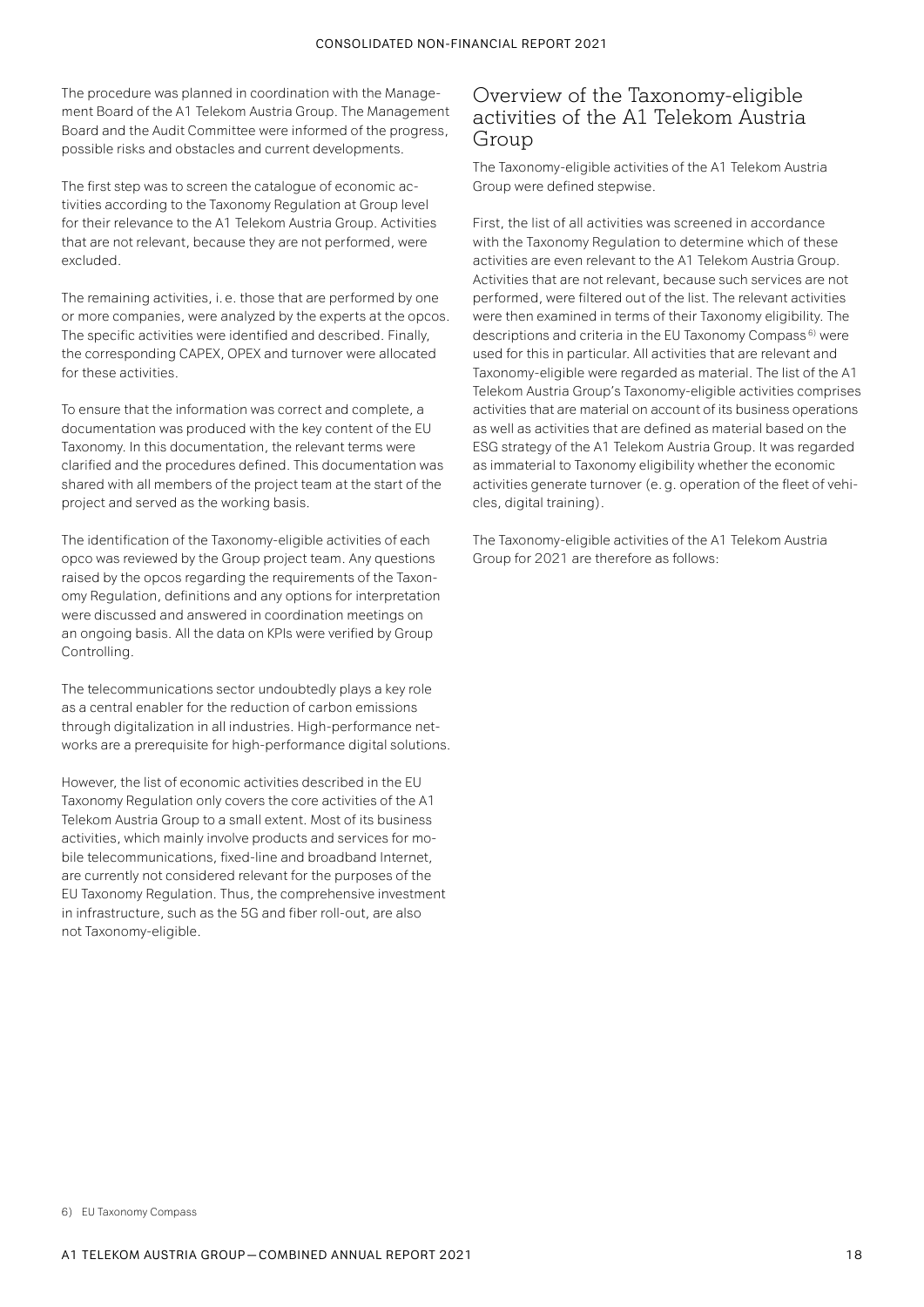The procedure was planned in coordination with the Management Board of the A1 Telekom Austria Group. The Management Board and the Audit Committee were informed of the progress, possible risks and obstacles and current developments.

The first step was to screen the catalogue of economic activities according to the Taxonomy Regulation at Group level for their relevance to the A1 Telekom Austria Group. Activities that are not relevant, because they are not performed, were excluded.

The remaining activities, i. e. those that are performed by one or more companies, were analyzed by the experts at the opcos. The specific activities were identified and described. Finally, the corresponding CAPEX, OPEX and turnover were allocated for these activities.

To ensure that the information was correct and complete, a documentation was produced with the key content of the EU Taxonomy. In this documentation, the relevant terms were clarified and the procedures defined. This documentation was shared with all members of the project team at the start of the project and served as the working basis.

The identification of the Taxonomy-eligible activities of each opco was reviewed by the Group project team. Any questions raised by the opcos regarding the requirements of the Taxonomy Regulation, definitions and any options for interpretation were discussed and answered in coordination meetings on an ongoing basis. All the data on KPIs were verified by Group Controlling.

The telecommunications sector undoubtedly plays a key role as a central enabler for the reduction of carbon emissions through digitalization in all industries. High-performance networks are a prerequisite for high-performance digital solutions.

However, the list of economic activities described in the EU Taxonomy Regulation only covers the core activities of the A1 Telekom Austria Group to a small extent. Most of its business activities, which mainly involve products and services for mobile telecommunications, fixed-line and broadband Internet, are currently not considered relevant for the purposes of the EU Taxonomy Regulation. Thus, the comprehensive investment in infrastructure, such as the 5G and fiber roll-out, are also not Taxonomy-eligible.

## Overview of the Taxonomy-eligible activities of the A1 Telekom Austria Group

The Taxonomy-eligible activities of the A1 Telekom Austria Group were defined stepwise.

First, the list of all activities was screened in accordance with the Taxonomy Regulation to determine which of these activities are even relevant to the A1 Telekom Austria Group. Activities that are not relevant, because such services are not performed, were filtered out of the list. The relevant activities were then examined in terms of their Taxonomy eligibility. The descriptions and criteria in the EU Taxonomy Compass [6] were used for this in particular. All activities that are relevant and Taxonomy-eligible were regarded as material. The list of the A1 Telekom Austria Group's Taxonomy-eligible activities comprises activities that are material on account of its business operations as well as activities that are defined as material based on the ESG strategy of the A1 Telekom Austria Group. It was regarded as immaterial to Taxonomy eligibility whether the economic activities generate turnover (e. g. operation of the fleet of vehicles, digital training).

The Taxonomy-eligible activities of the A1 Telekom Austria Group for 2021 are therefore as follows:

6) EU Taxonomy Compass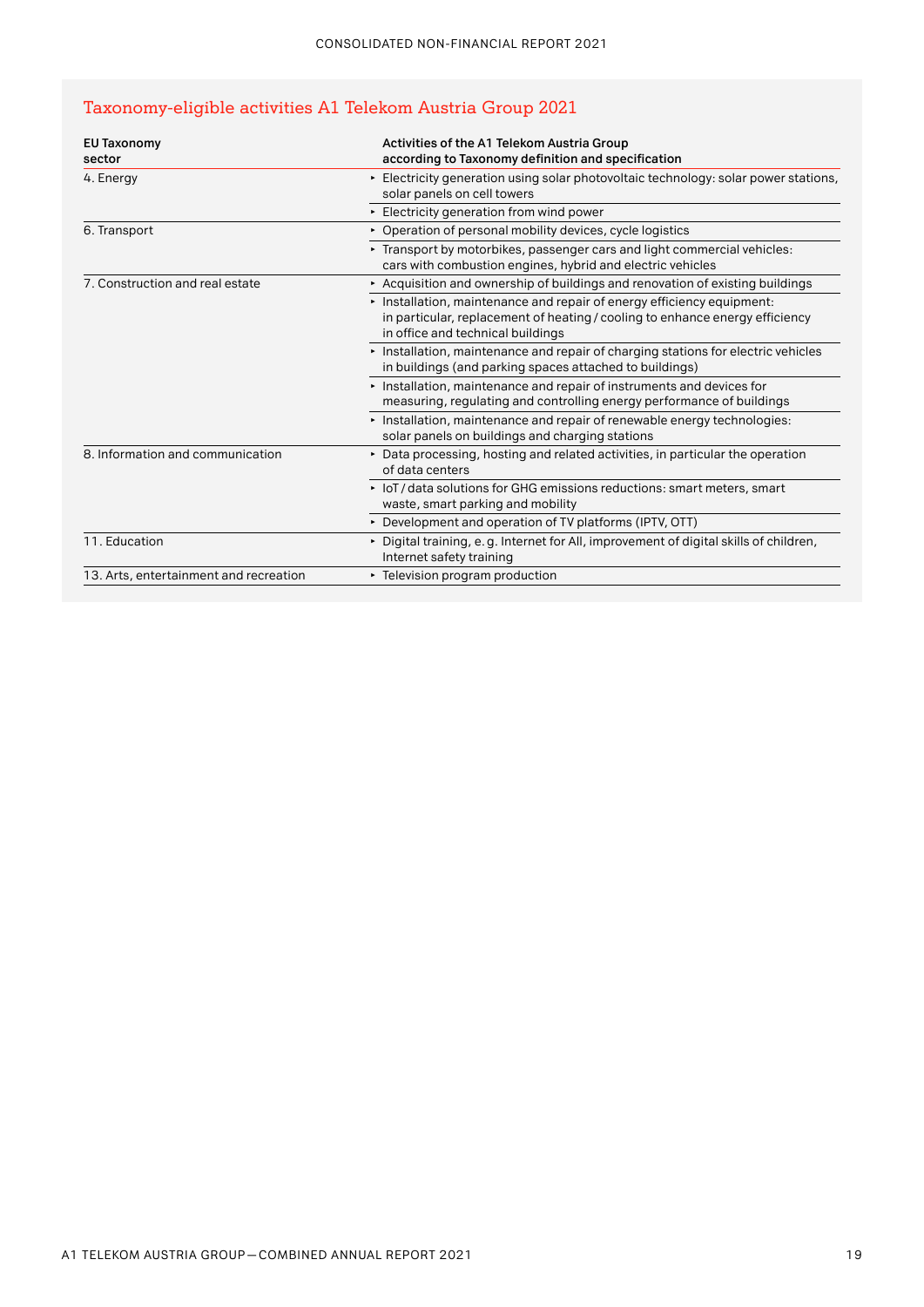## Taxonomy-eligible activities A1 Telekom Austria Group 2021

| EU Taxonomy sector | Activities of the A1 Telekom Austria Group according to Taxonomy definition and specification |
|---|---|
| 4. Energy | ‣ Electricity generation using solar photovoltaic technology: solar power stations, solar panels on cell towers |
| | ‣ Electricity generation from wind power |
| 6. Transport | ‣ Operation of personal mobility devices, cycle logistics |
| | ‣ Transport by motorbikes, passenger cars and light commercial vehicles: cars with combustion engines, hybrid and electric vehicles |
| 7. Construction and real estate | ‣ Acquisition and ownership of buildings and renovation of existing buildings |
| | ‣ Installation, maintenance and repair of energy efficiency equipment: in particular, replacement of heating / cooling to enhance energy efficiency in office and technical buildings |
| | ‣ Installation, maintenance and repair of charging stations for electric vehicles in buildings (and parking spaces attached to buildings) |
| | ‣ Installation, maintenance and repair of instruments and devices for measuring, regulating and controlling energy performance of buildings |
| | ‣ Installation, maintenance and repair of renewable energy technologies: solar panels on buildings and charging stations |
| 8. Information and communication | ‣ Data processing, hosting and related activities, in particular the operation of data centers |
| | ‣ IoT / data solutions for GHG emissions reductions: smart meters, smart waste, smart parking and mobility |
| | ‣ Development and operation of TV platforms (IPTV, OTT) |
| 11. Education | ‣ Digital training, e. g. Internet for All, improvement of digital skills of children, Internet safety training |
| 13. Arts, entertainment and recreation | ‣ Television program production |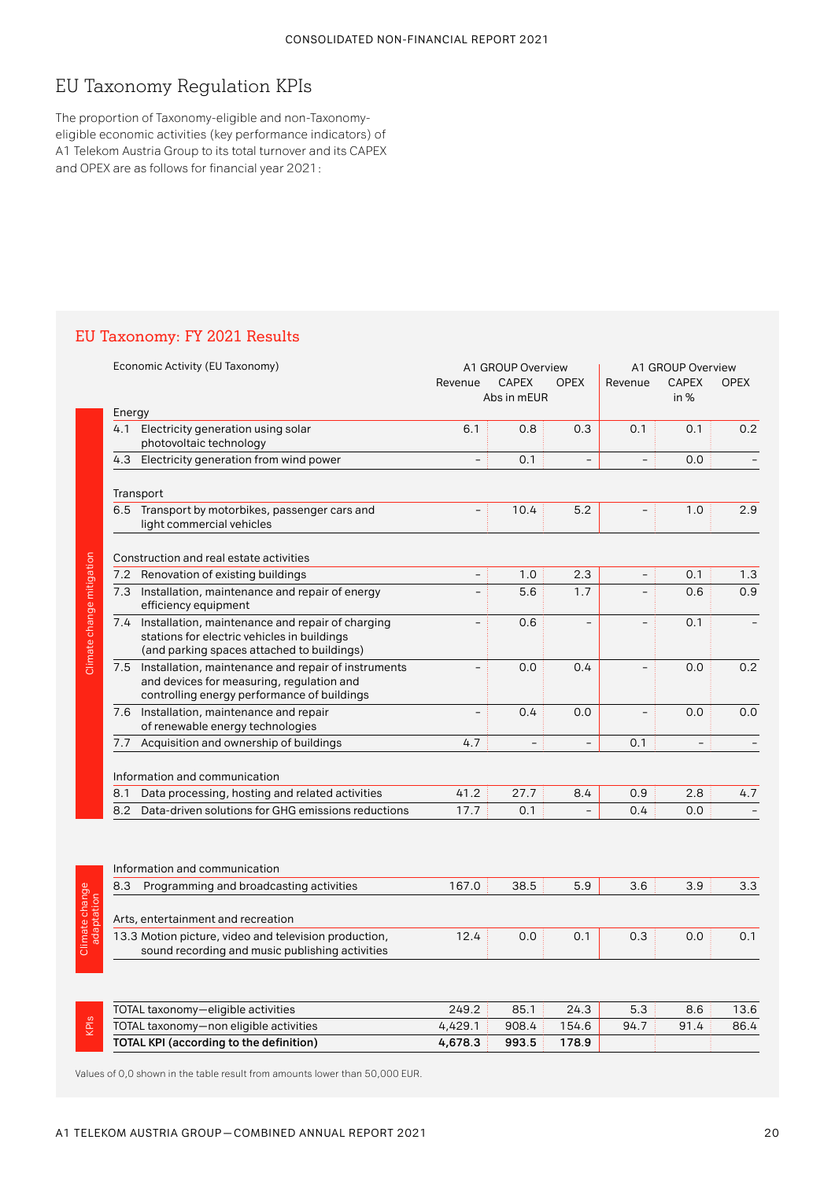# EU Taxonomy Regulation KPIs

The proportion of Taxonomy-eligible and non-Taxonomy-eligible economic activities (key performance indicators) of A1 Telekom Austria Group to its total turnover and its CAPEX and OPEX are as follows for financial year 2021:

## EU Taxonomy: FY 2021 Results

| | Economic Activity (EU Taxonomy) | A1 GROUP Overview | | | A1 GROUP Overview | | |
|---|---|---|---|---|---|---|---|
| | | Revenue | CAPEX<br>Abs in mEUR | OPEX | Revenue | CAPEX<br>in % | OPEX |
| Climate change mitigation | **Energy** | | | | | | |
| | 4.1 Electricity generation using solar photovoltaic technology | 6.1 | 0.8 | 0.3 | 0.1 | 0.1 | 0.2 |
| | 4.3 Electricity generation from wind power | – | 0.1 | – | – | 0.0 | – |
| | **Transport** | | | | | | |
| | 6.5 Transport by motorbikes, passenger cars and light commercial vehicles | – | 10.4 | 5.2 | – | 1.0 | 2.9 |
| | **Construction and real estate activities** | | | | | | |
| | 7.2 Renovation of existing buildings | – | 1.0 | 2.3 | – | 0.1 | 1.3 |
| | 7.3 Installation, maintenance and repair of energy efficiency equipment | – | 5.6 | 1.7 | – | 0.6 | 0.9 |
| | 7.4 Installation, maintenance and repair of charging stations for electric vehicles in buildings (and parking spaces attached to buildings) | – | 0.6 | – | – | 0.1 | – |
| | 7.5 Installation, maintenance and repair of instruments and devices for measuring, regulation and controlling energy performance of buildings | – | 0.0 | 0.4 | – | 0.0 | 0.2 |
| | 7.6 Installation, maintenance and repair of renewable energy technologies | – | 0.4 | 0.0 | – | 0.0 | 0.0 |
| | 7.7 Acquisition and ownership of buildings | 4.7 | – | – | 0.1 | – | – |
| | **Information and communication** | | | | | | |
| | 8.1 Data processing, hosting and related activities | 41.2 | 27.7 | 8.4 | 0.9 | 2.8 | 4.7 |
| | 8.2 Data-driven solutions for GHG emissions reductions | 17.7 | 0.1 | – | 0.4 | 0.0 | – |
| Climate change adaptation | **Information and communication** | | | | | | |
| | 8.3 Programming and broadcasting activities | 167.0 | 38.5 | 5.9 | 3.6 | 3.9 | 3.3 |
| | **Arts, entertainment and recreation** | | | | | | |
| | 13.3 Motion picture, video and television production, sound recording and music publishing activities | 12.4 | 0.0 | 0.1 | 0.3 | 0.0 | 0.1 |
| KPIs | TOTAL taxonomy—eligible activities | 249.2 | 85.1 | 24.3 | 5.3 | 8.6 | 13.6 |
| | TOTAL taxonomy—non eligible activities | 4,429.1 | 908.4 | 154.6 | 94.7 | 91.4 | 86.4 |
| | **TOTAL KPI (according to the definition)** | **4,678.3** | **993.5** | **178.9** | | | |

Values of 0,0 shown in the table result from amounts lower than 50,000 EUR.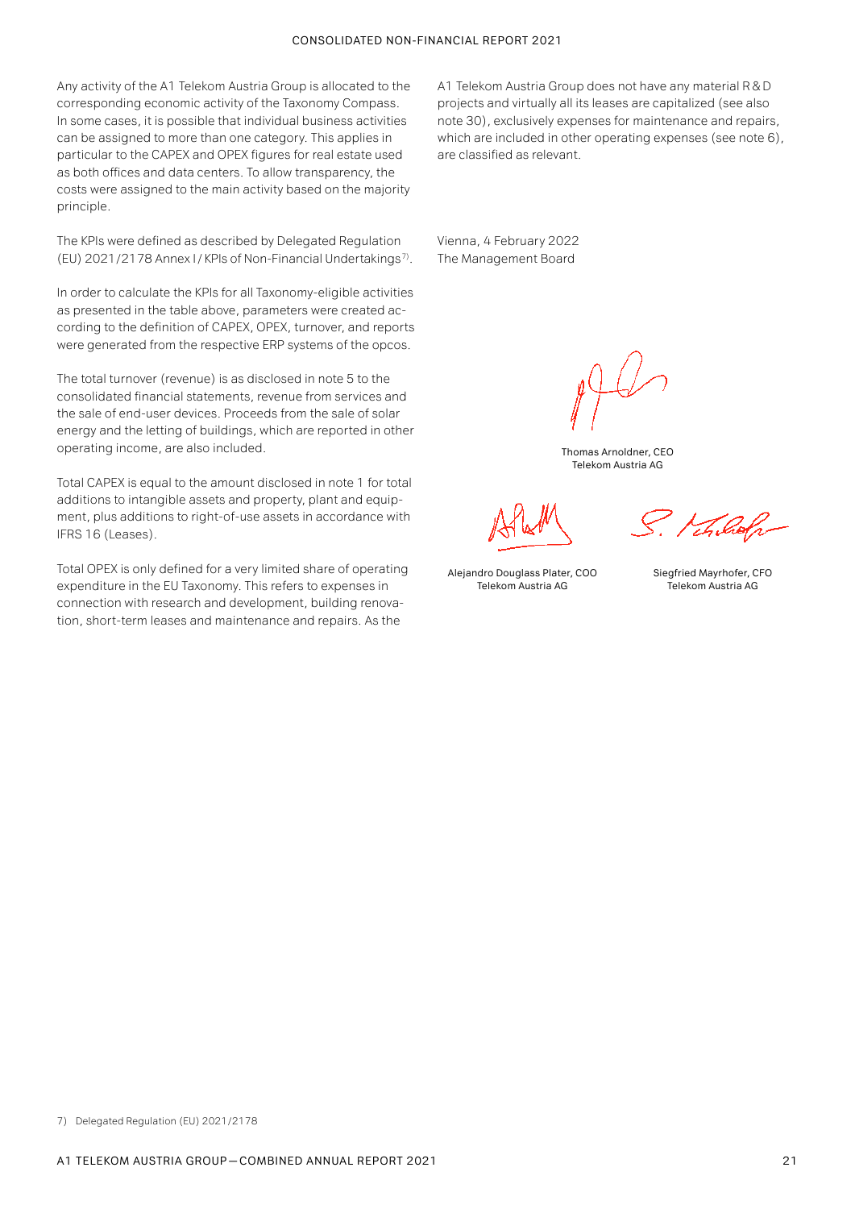Any activity of the A1 Telekom Austria Group is allocated to the corresponding economic activity of the Taxonomy Compass. In some cases, it is possible that individual business activities can be assigned to more than one category. This applies in particular to the CAPEX and OPEX figures for real estate used as both offices and data centers. To allow transparency, the costs were assigned to the main activity based on the majority principle.

The KPIs were defined as described by Delegated Regulation (EU) 2021/2178 Annex I / KPIs of Non-Financial Undertakings[7].

In order to calculate the KPIs for all Taxonomy-eligible activities as presented in the table above, parameters were created according to the definition of CAPEX, OPEX, turnover, and reports were generated from the respective ERP systems of the opcos.

The total turnover (revenue) is as disclosed in note 5 to the consolidated financial statements, revenue from services and the sale of end-user devices. Proceeds from the sale of solar energy and the letting of buildings, which are reported in other operating income, are also included.

Total CAPEX is equal to the amount disclosed in note 1 for total additions to intangible assets and property, plant and equipment, plus additions to right-of-use assets in accordance with IFRS 16 (Leases).

Total OPEX is only defined for a very limited share of operating expenditure in the EU Taxonomy. This refers to expenses in connection with research and development, building renovation, short-term leases and maintenance and repairs. As the A1 Telekom Austria Group does not have any material R & D projects and virtually all its leases are capitalized (see also note 30), exclusively expenses for maintenance and repairs, which are included in other operating expenses (see note 6), are classified as relevant.

Vienna, 4 February 2022
The Management Board

Thomas Arnoldner, CEO
Telekom Austria AG

Alejandro Douglass Plater, COO
Telekom Austria AG

Siegfried Mayrhofer, CFO
Telekom Austria AG

7) Delegated Regulation (EU) 2021/2178